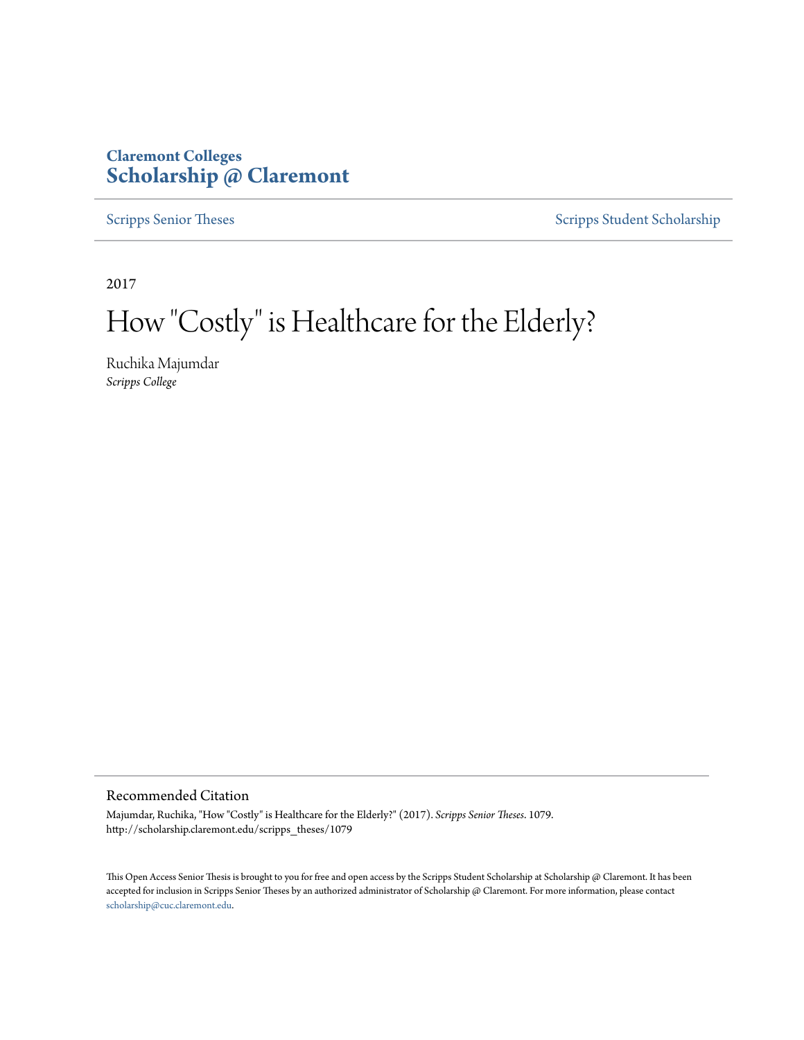**Claremont Colleges**
**Scholarship @ Claremont**

Scripps Senior Theses | Scripps Student Scholarship

2017

# How "Costly" is Healthcare for the Elderly?

Ruchika Majumdar
*Scripps College*

## Recommended Citation

Majumdar, Ruchika, "How "Costly" is Healthcare for the Elderly?" (2017). *Scripps Senior Theses*. 1079.
http://scholarship.claremont.edu/scripps_theses/1079

This Open Access Senior Thesis is brought to you for free and open access by the Scripps Student Scholarship at Scholarship @ Claremont. It has been accepted for inclusion in Scripps Senior Theses by an authorized administrator of Scholarship @ Claremont. For more information, please contact scholarship@cuc.claremont.edu.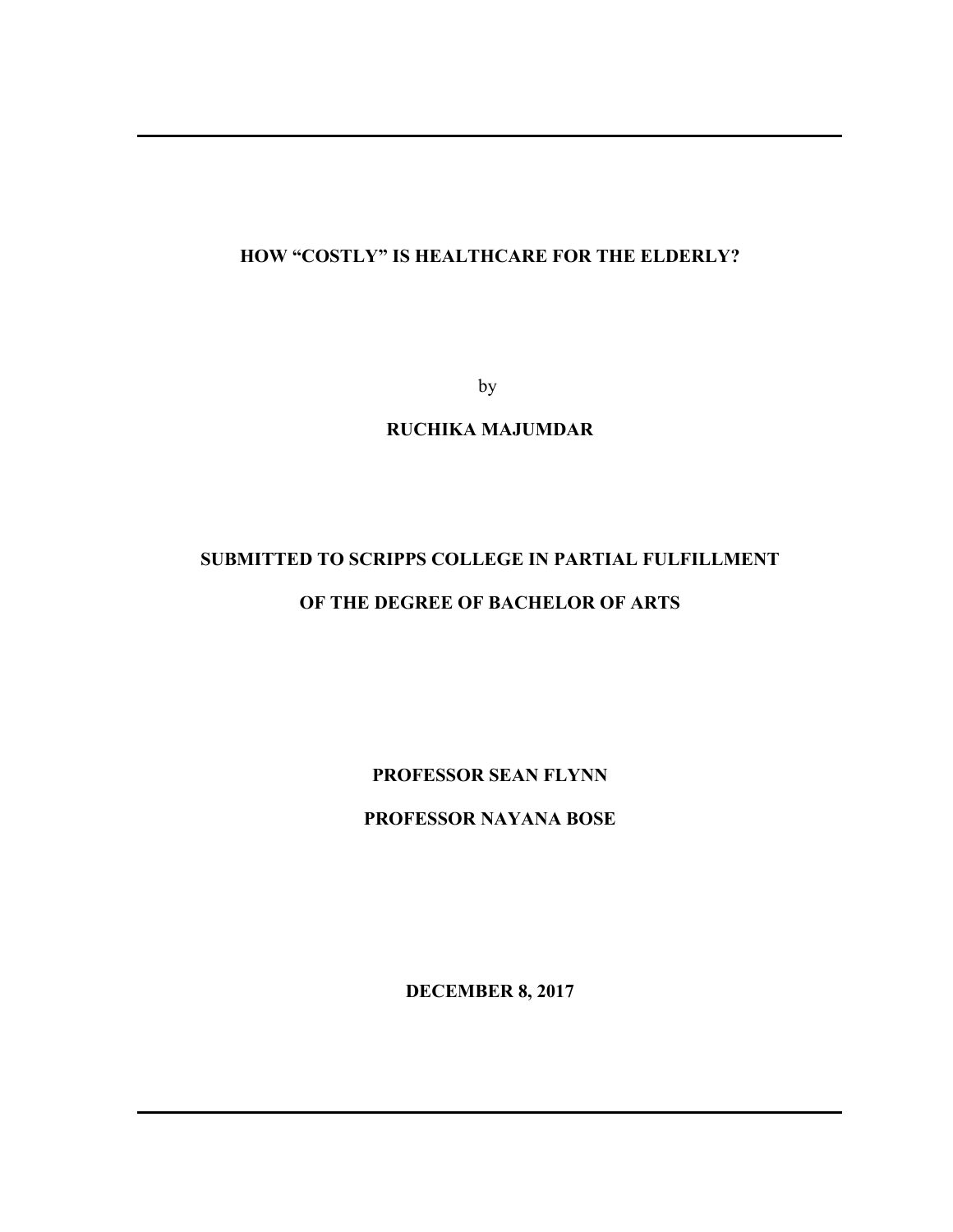# HOW "COSTLY" IS HEALTHCARE FOR THE ELDERLY?

by

**RUCHIKA MAJUMDAR**

**SUBMITTED TO SCRIPPS COLLEGE IN PARTIAL FULFILLMENT**

**OF THE DEGREE OF BACHELOR OF ARTS**

**PROFESSOR SEAN FLYNN**

**PROFESSOR NAYANA BOSE**

**DECEMBER 8, 2017**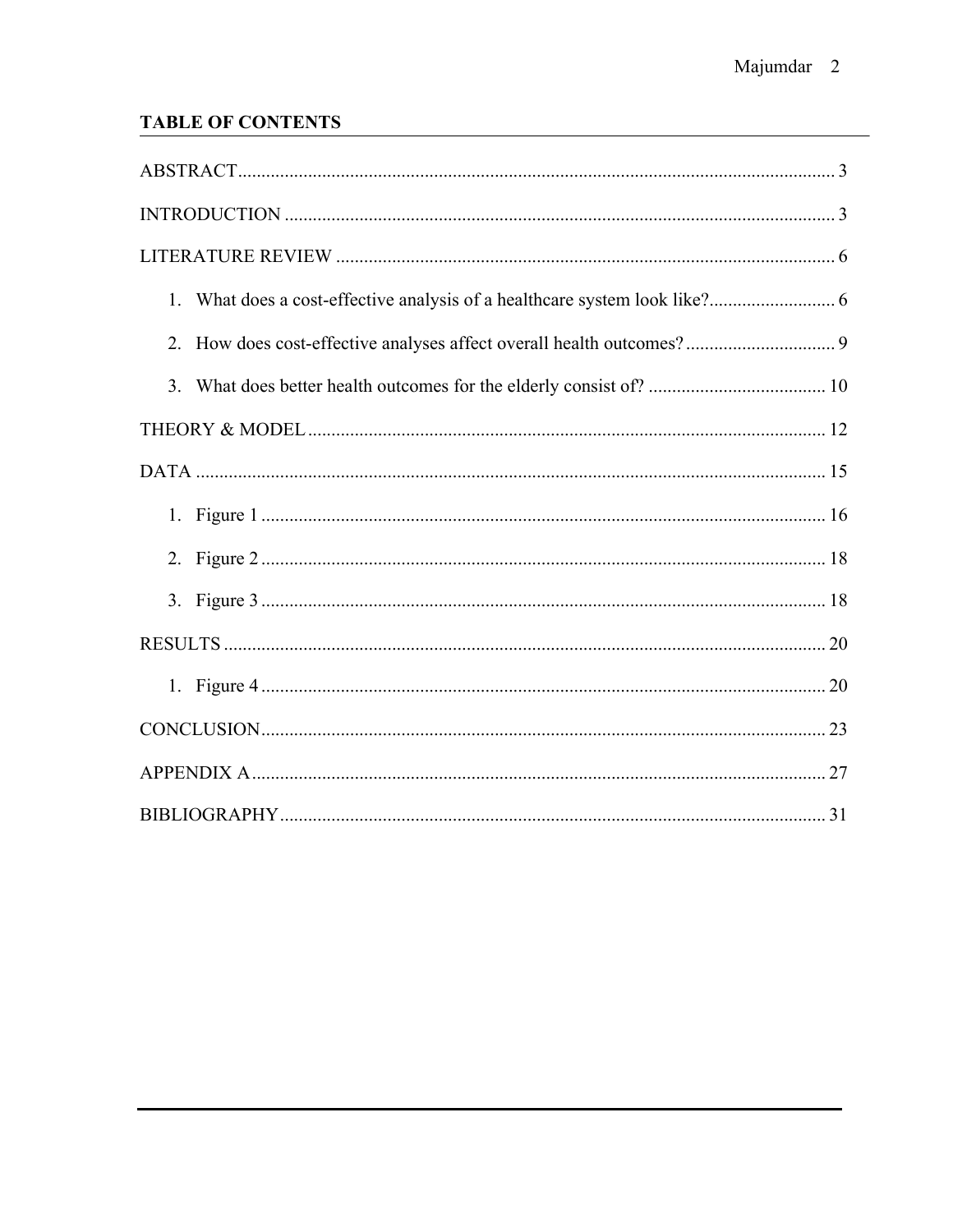**TABLE OF CONTENTS**

ABSTRACT ........................................................................................................................ 3

INTRODUCTION ............................................................................................................. 3

LITERATURE REVIEW .................................................................................................. 6

1. What does a cost-effective analysis of a healthcare system look like? ........................... 6
2. How does cost-effective analyses affect overall health outcomes? ................................ 9
3. What does better health outcomes for the elderly consist of? ...................................... 10

THEORY & MODEL ....................................................................................................... 12

DATA .............................................................................................................................. 15

1. Figure 1 ........................................................................................................................ 16
2. Figure 2 ........................................................................................................................ 18
3. Figure 3 ........................................................................................................................ 18

RESULTS ........................................................................................................................ 20

1. Figure 4 ........................................................................................................................ 20

CONCLUSION ................................................................................................................ 23

APPENDIX A .................................................................................................................. 27

BIBLIOGRAPHY ............................................................................................................. 31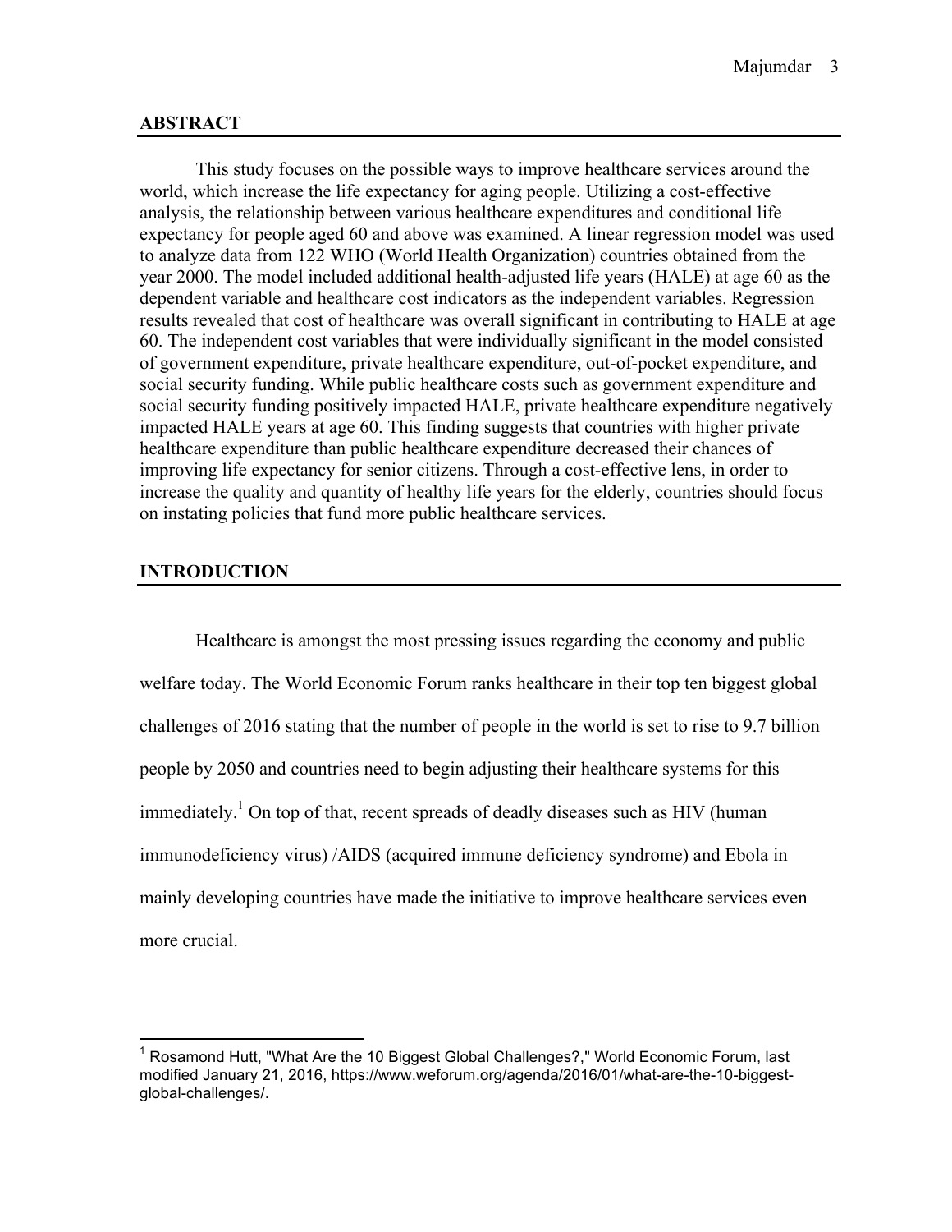## ABSTRACT

This study focuses on the possible ways to improve healthcare services around the world, which increase the life expectancy for aging people. Utilizing a cost-effective analysis, the relationship between various healthcare expenditures and conditional life expectancy for people aged 60 and above was examined. A linear regression model was used to analyze data from 122 WHO (World Health Organization) countries obtained from the year 2000. The model included additional health-adjusted life years (HALE) at age 60 as the dependent variable and healthcare cost indicators as the independent variables. Regression results revealed that cost of healthcare was overall significant in contributing to HALE at age 60. The independent cost variables that were individually significant in the model consisted of government expenditure, private healthcare expenditure, out-of-pocket expenditure, and social security funding. While public healthcare costs such as government expenditure and social security funding positively impacted HALE, private healthcare expenditure negatively impacted HALE years at age 60. This finding suggests that countries with higher private healthcare expenditure than public healthcare expenditure decreased their chances of improving life expectancy for senior citizens. Through a cost-effective lens, in order to increase the quality and quantity of healthy life years for the elderly, countries should focus on instating policies that fund more public healthcare services.

## INTRODUCTION

Healthcare is amongst the most pressing issues regarding the economy and public welfare today. The World Economic Forum ranks healthcare in their top ten biggest global challenges of 2016 stating that the number of people in the world is set to rise to 9.7 billion people by 2050 and countries need to begin adjusting their healthcare systems for this immediately.[1] On top of that, recent spreads of deadly diseases such as HIV (human immunodeficiency virus) /AIDS (acquired immune deficiency syndrome) and Ebola in mainly developing countries have made the initiative to improve healthcare services even more crucial.

---

[1] Rosamond Hutt, "What Are the 10 Biggest Global Challenges?," World Economic Forum, last modified January 21, 2016, https://www.weforum.org/agenda/2016/01/what-are-the-10-biggest-global-challenges/.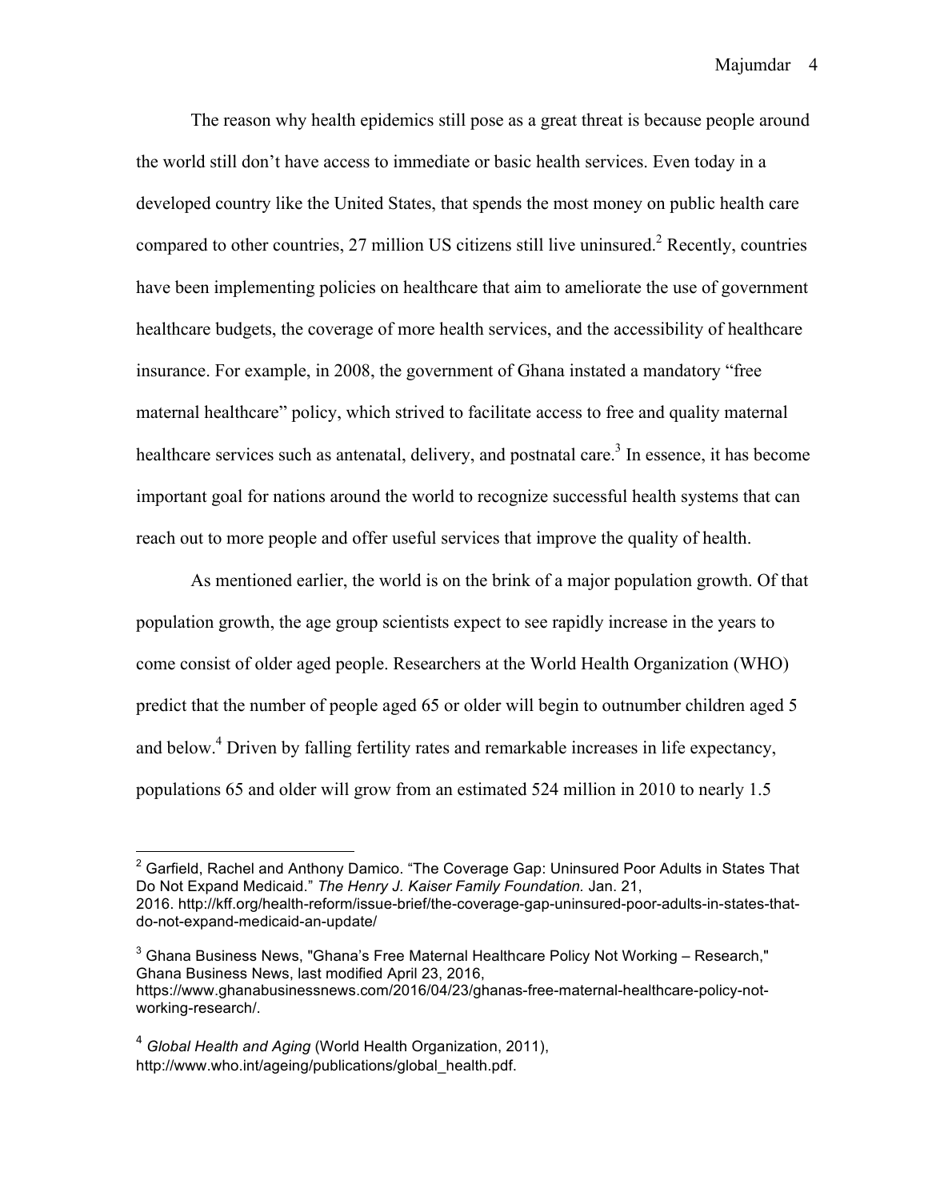The reason why health epidemics still pose as a great threat is because people around the world still don't have access to immediate or basic health services. Even today in a developed country like the United States, that spends the most money on public health care compared to other countries, 27 million US citizens still live uninsured.[2] Recently, countries have been implementing policies on healthcare that aim to ameliorate the use of government healthcare budgets, the coverage of more health services, and the accessibility of healthcare insurance. For example, in 2008, the government of Ghana instated a mandatory "free maternal healthcare" policy, which strived to facilitate access to free and quality maternal healthcare services such as antenatal, delivery, and postnatal care.[3] In essence, it has become important goal for nations around the world to recognize successful health systems that can reach out to more people and offer useful services that improve the quality of health.

As mentioned earlier, the world is on the brink of a major population growth. Of that population growth, the age group scientists expect to see rapidly increase in the years to come consist of older aged people. Researchers at the World Health Organization (WHO) predict that the number of people aged 65 or older will begin to outnumber children aged 5 and below.[4] Driven by falling fertility rates and remarkable increases in life expectancy, populations 65 and older will grow from an estimated 524 million in 2010 to nearly 1.5

---

[2] Garfield, Rachel and Anthony Damico. "The Coverage Gap: Uninsured Poor Adults in States That Do Not Expand Medicaid." *The Henry J. Kaiser Family Foundation.* Jan. 21, 2016. http://kff.org/health-reform/issue-brief/the-coverage-gap-uninsured-poor-adults-in-states-that-do-not-expand-medicaid-an-update/

[3] Ghana Business News, "Ghana's Free Maternal Healthcare Policy Not Working – Research," Ghana Business News, last modified April 23, 2016, https://www.ghanabusinessnews.com/2016/04/23/ghanas-free-maternal-healthcare-policy-not-working-research/.

[4] *Global Health and Aging* (World Health Organization, 2011), http://www.who.int/ageing/publications/global_health.pdf.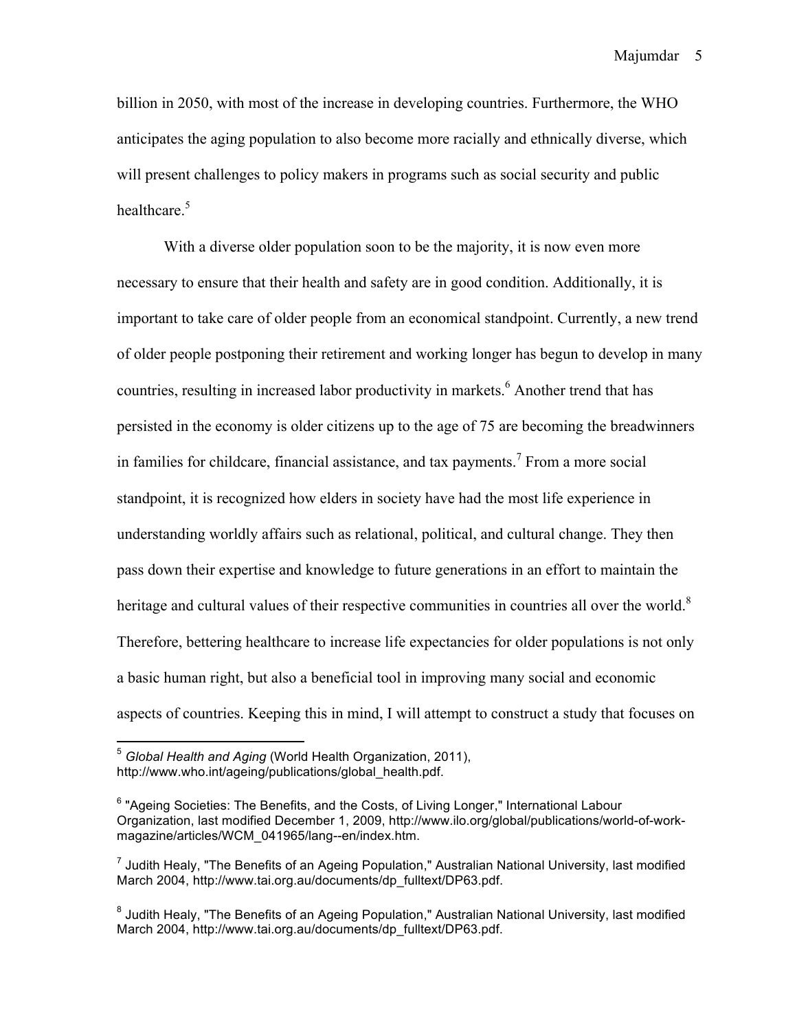billion in 2050, with most of the increase in developing countries. Furthermore, the WHO anticipates the aging population to also become more racially and ethnically diverse, which will present challenges to policy makers in programs such as social security and public healthcare.[5]

With a diverse older population soon to be the majority, it is now even more necessary to ensure that their health and safety are in good condition. Additionally, it is important to take care of older people from an economical standpoint. Currently, a new trend of older people postponing their retirement and working longer has begun to develop in many countries, resulting in increased labor productivity in markets.[6] Another trend that has persisted in the economy is older citizens up to the age of 75 are becoming the breadwinners in families for childcare, financial assistance, and tax payments.[7] From a more social standpoint, it is recognized how elders in society have had the most life experience in understanding worldly affairs such as relational, political, and cultural change. They then pass down their expertise and knowledge to future generations in an effort to maintain the heritage and cultural values of their respective communities in countries all over the world.[8] Therefore, bettering healthcare to increase life expectancies for older populations is not only a basic human right, but also a beneficial tool in improving many social and economic aspects of countries. Keeping this in mind, I will attempt to construct a study that focuses on

---

[5] *Global Health and Aging* (World Health Organization, 2011), http://www.who.int/ageing/publications/global_health.pdf.

[6] "Ageing Societies: The Benefits, and the Costs, of Living Longer," International Labour Organization, last modified December 1, 2009, http://www.ilo.org/global/publications/world-of-work-magazine/articles/WCM_041965/lang--en/index.htm.

[7] Judith Healy, "The Benefits of an Ageing Population," Australian National University, last modified March 2004, http://www.tai.org.au/documents/dp_fulltext/DP63.pdf.

[8] Judith Healy, "The Benefits of an Ageing Population," Australian National University, last modified March 2004, http://www.tai.org.au/documents/dp_fulltext/DP63.pdf.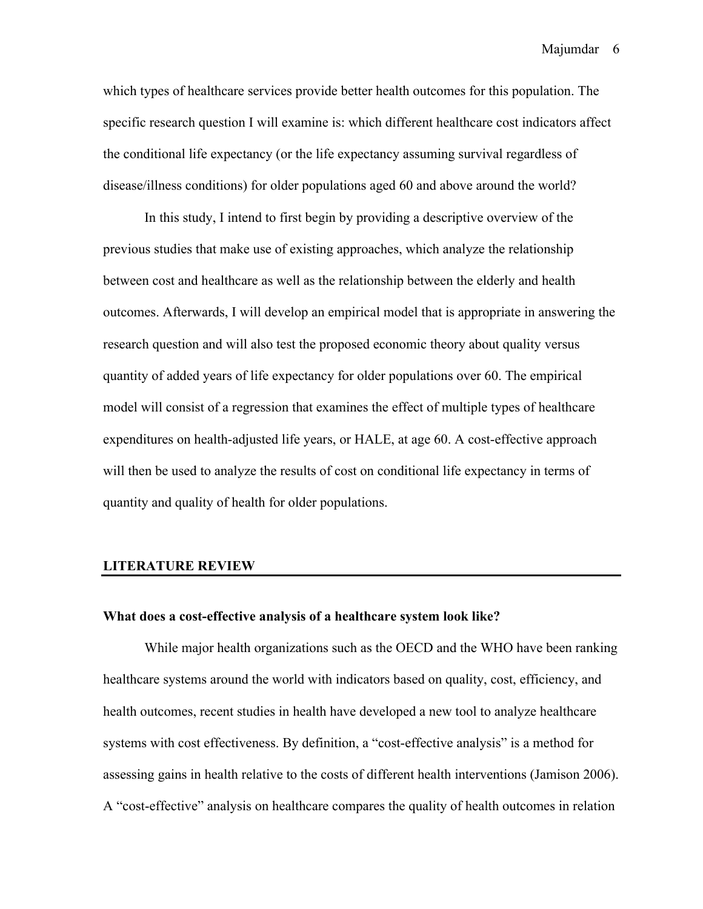which types of healthcare services provide better health outcomes for this population. The specific research question I will examine is: which different healthcare cost indicators affect the conditional life expectancy (or the life expectancy assuming survival regardless of disease/illness conditions) for older populations aged 60 and above around the world?

In this study, I intend to first begin by providing a descriptive overview of the previous studies that make use of existing approaches, which analyze the relationship between cost and healthcare as well as the relationship between the elderly and health outcomes. Afterwards, I will develop an empirical model that is appropriate in answering the research question and will also test the proposed economic theory about quality versus quantity of added years of life expectancy for older populations over 60. The empirical model will consist of a regression that examines the effect of multiple types of healthcare expenditures on health-adjusted life years, or HALE, at age 60. A cost-effective approach will then be used to analyze the results of cost on conditional life expectancy in terms of quantity and quality of health for older populations.

## LITERATURE REVIEW

### What does a cost-effective analysis of a healthcare system look like?

While major health organizations such as the OECD and the WHO have been ranking healthcare systems around the world with indicators based on quality, cost, efficiency, and health outcomes, recent studies in health have developed a new tool to analyze healthcare systems with cost effectiveness. By definition, a "cost-effective analysis" is a method for assessing gains in health relative to the costs of different health interventions (Jamison 2006). A "cost-effective" analysis on healthcare compares the quality of health outcomes in relation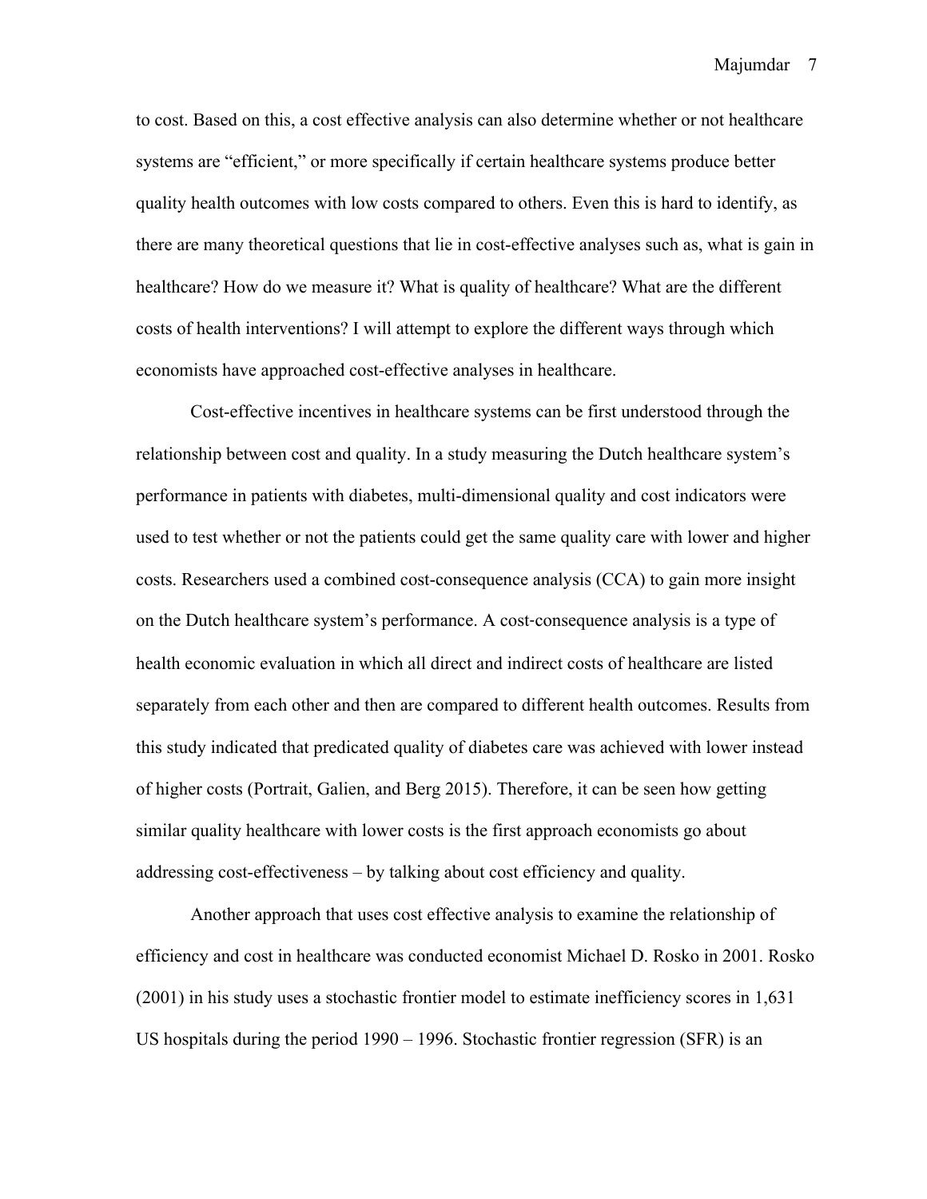to cost. Based on this, a cost effective analysis can also determine whether or not healthcare systems are "efficient," or more specifically if certain healthcare systems produce better quality health outcomes with low costs compared to others. Even this is hard to identify, as there are many theoretical questions that lie in cost-effective analyses such as, what is gain in healthcare? How do we measure it? What is quality of healthcare? What are the different costs of health interventions? I will attempt to explore the different ways through which economists have approached cost-effective analyses in healthcare.

Cost-effective incentives in healthcare systems can be first understood through the relationship between cost and quality. In a study measuring the Dutch healthcare system's performance in patients with diabetes, multi-dimensional quality and cost indicators were used to test whether or not the patients could get the same quality care with lower and higher costs. Researchers used a combined cost-consequence analysis (CCA) to gain more insight on the Dutch healthcare system's performance. A cost-consequence analysis is a type of health economic evaluation in which all direct and indirect costs of healthcare are listed separately from each other and then are compared to different health outcomes. Results from this study indicated that predicated quality of diabetes care was achieved with lower instead of higher costs (Portrait, Galien, and Berg 2015). Therefore, it can be seen how getting similar quality healthcare with lower costs is the first approach economists go about addressing cost-effectiveness – by talking about cost efficiency and quality.

Another approach that uses cost effective analysis to examine the relationship of efficiency and cost in healthcare was conducted economist Michael D. Rosko in 2001. Rosko (2001) in his study uses a stochastic frontier model to estimate inefficiency scores in 1,631 US hospitals during the period 1990 – 1996. Stochastic frontier regression (SFR) is an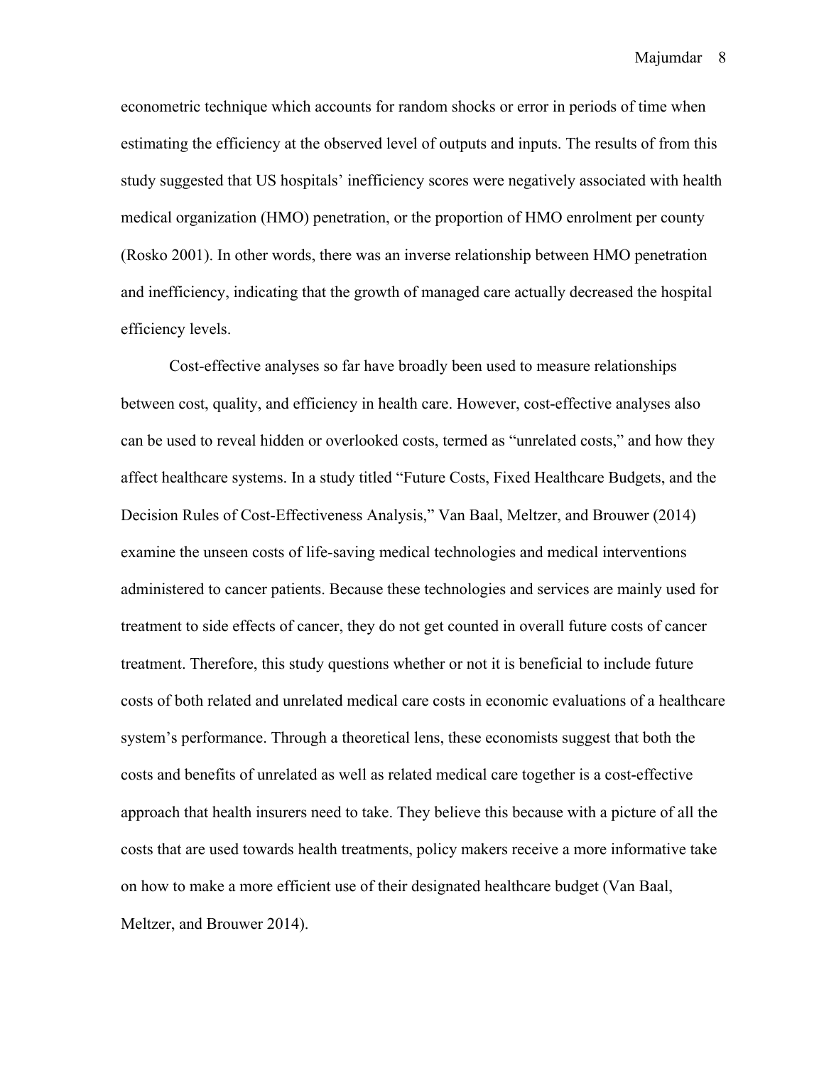econometric technique which accounts for random shocks or error in periods of time when estimating the efficiency at the observed level of outputs and inputs. The results of from this study suggested that US hospitals' inefficiency scores were negatively associated with health medical organization (HMO) penetration, or the proportion of HMO enrolment per county (Rosko 2001). In other words, there was an inverse relationship between HMO penetration and inefficiency, indicating that the growth of managed care actually decreased the hospital efficiency levels.

Cost-effective analyses so far have broadly been used to measure relationships between cost, quality, and efficiency in health care. However, cost-effective analyses also can be used to reveal hidden or overlooked costs, termed as "unrelated costs," and how they affect healthcare systems. In a study titled "Future Costs, Fixed Healthcare Budgets, and the Decision Rules of Cost-Effectiveness Analysis," Van Baal, Meltzer, and Brouwer (2014) examine the unseen costs of life-saving medical technologies and medical interventions administered to cancer patients. Because these technologies and services are mainly used for treatment to side effects of cancer, they do not get counted in overall future costs of cancer treatment. Therefore, this study questions whether or not it is beneficial to include future costs of both related and unrelated medical care costs in economic evaluations of a healthcare system's performance. Through a theoretical lens, these economists suggest that both the costs and benefits of unrelated as well as related medical care together is a cost-effective approach that health insurers need to take. They believe this because with a picture of all the costs that are used towards health treatments, policy makers receive a more informative take on how to make a more efficient use of their designated healthcare budget (Van Baal, Meltzer, and Brouwer 2014).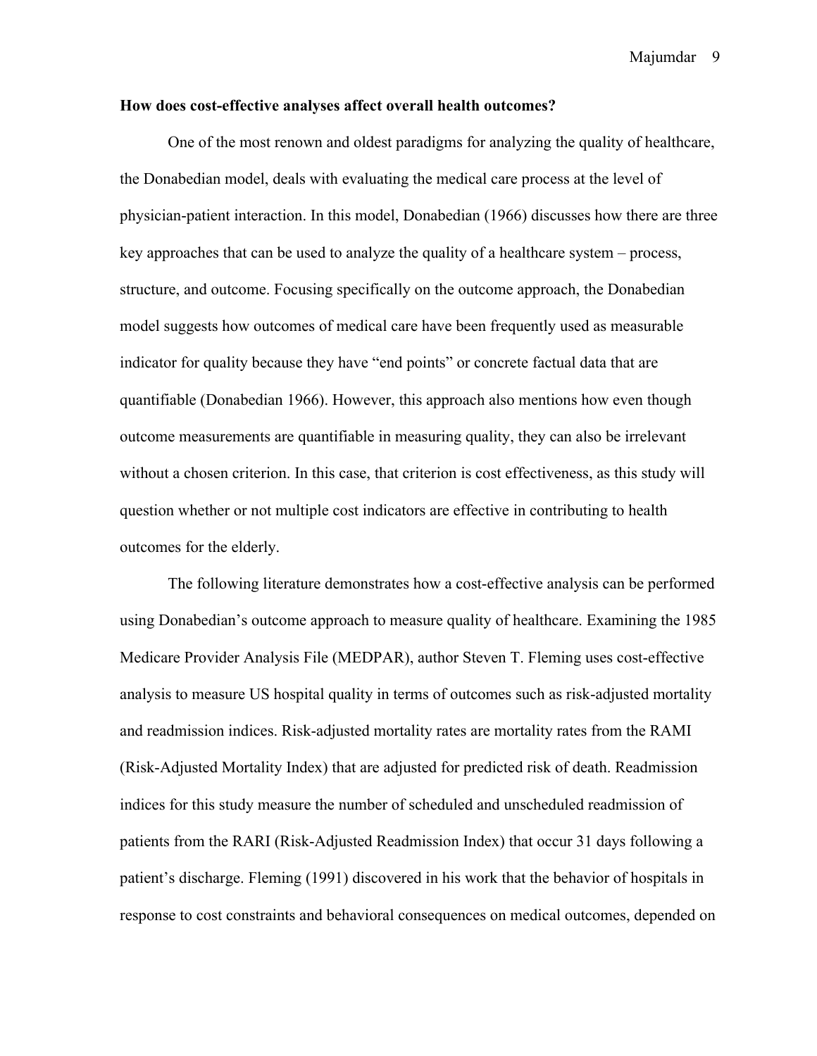**How does cost-effective analyses affect overall health outcomes?**

One of the most renown and oldest paradigms for analyzing the quality of healthcare, the Donabedian model, deals with evaluating the medical care process at the level of physician-patient interaction. In this model, Donabedian (1966) discusses how there are three key approaches that can be used to analyze the quality of a healthcare system – process, structure, and outcome. Focusing specifically on the outcome approach, the Donabedian model suggests how outcomes of medical care have been frequently used as measurable indicator for quality because they have "end points" or concrete factual data that are quantifiable (Donabedian 1966). However, this approach also mentions how even though outcome measurements are quantifiable in measuring quality, they can also be irrelevant without a chosen criterion. In this case, that criterion is cost effectiveness, as this study will question whether or not multiple cost indicators are effective in contributing to health outcomes for the elderly.

The following literature demonstrates how a cost-effective analysis can be performed using Donabedian's outcome approach to measure quality of healthcare. Examining the 1985 Medicare Provider Analysis File (MEDPAR), author Steven T. Fleming uses cost-effective analysis to measure US hospital quality in terms of outcomes such as risk-adjusted mortality and readmission indices. Risk-adjusted mortality rates are mortality rates from the RAMI (Risk-Adjusted Mortality Index) that are adjusted for predicted risk of death. Readmission indices for this study measure the number of scheduled and unscheduled readmission of patients from the RARI (Risk-Adjusted Readmission Index) that occur 31 days following a patient's discharge. Fleming (1991) discovered in his work that the behavior of hospitals in response to cost constraints and behavioral consequences on medical outcomes, depended on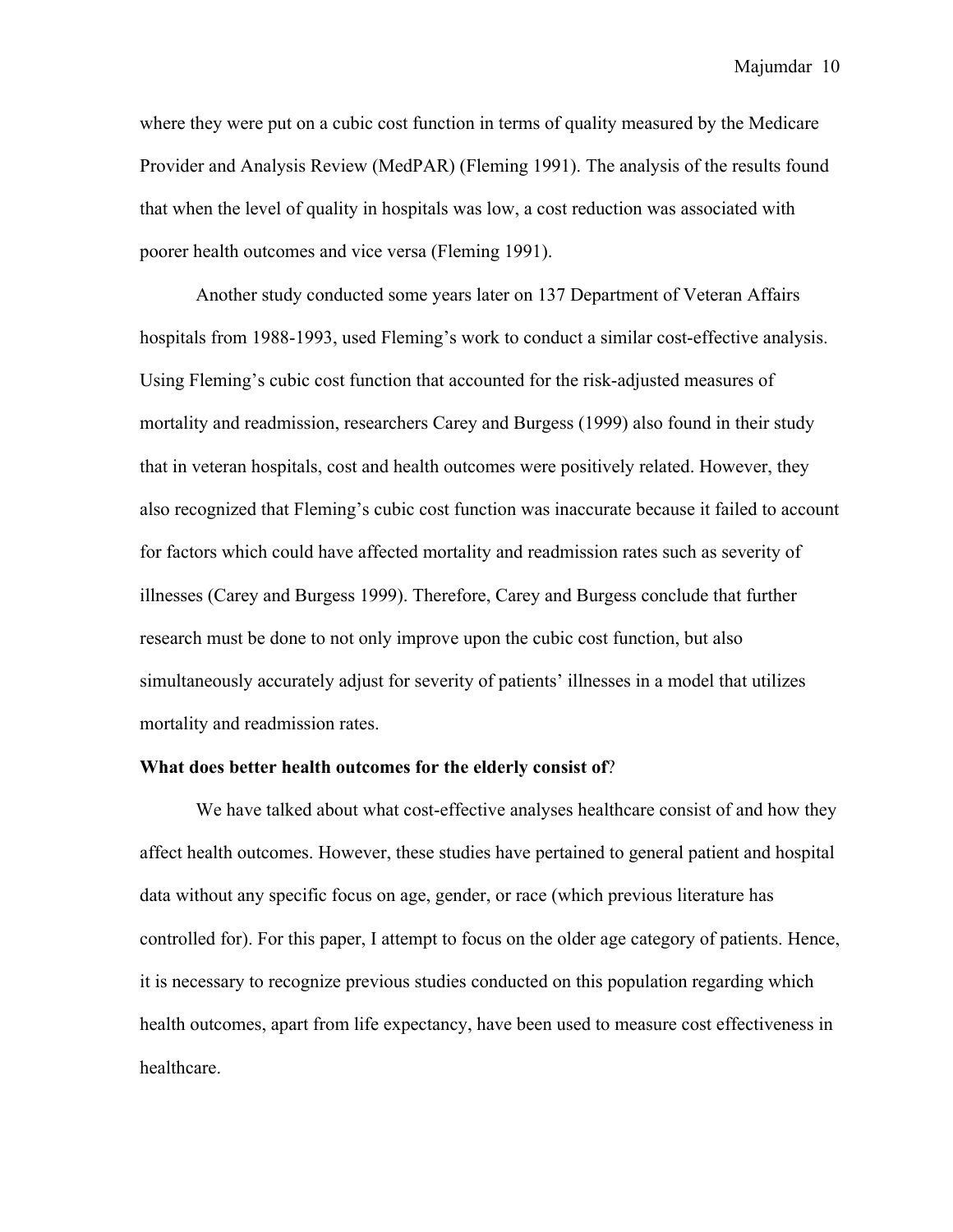where they were put on a cubic cost function in terms of quality measured by the Medicare Provider and Analysis Review (MedPAR) (Fleming 1991). The analysis of the results found that when the level of quality in hospitals was low, a cost reduction was associated with poorer health outcomes and vice versa (Fleming 1991).

Another study conducted some years later on 137 Department of Veteran Affairs hospitals from 1988-1993, used Fleming's work to conduct a similar cost-effective analysis. Using Fleming's cubic cost function that accounted for the risk-adjusted measures of mortality and readmission, researchers Carey and Burgess (1999) also found in their study that in veteran hospitals, cost and health outcomes were positively related. However, they also recognized that Fleming's cubic cost function was inaccurate because it failed to account for factors which could have affected mortality and readmission rates such as severity of illnesses (Carey and Burgess 1999). Therefore, Carey and Burgess conclude that further research must be done to not only improve upon the cubic cost function, but also simultaneously accurately adjust for severity of patients' illnesses in a model that utilizes mortality and readmission rates.

**What does better health outcomes for the elderly consist of**?

We have talked about what cost-effective analyses healthcare consist of and how they affect health outcomes. However, these studies have pertained to general patient and hospital data without any specific focus on age, gender, or race (which previous literature has controlled for). For this paper, I attempt to focus on the older age category of patients. Hence, it is necessary to recognize previous studies conducted on this population regarding which health outcomes, apart from life expectancy, have been used to measure cost effectiveness in healthcare.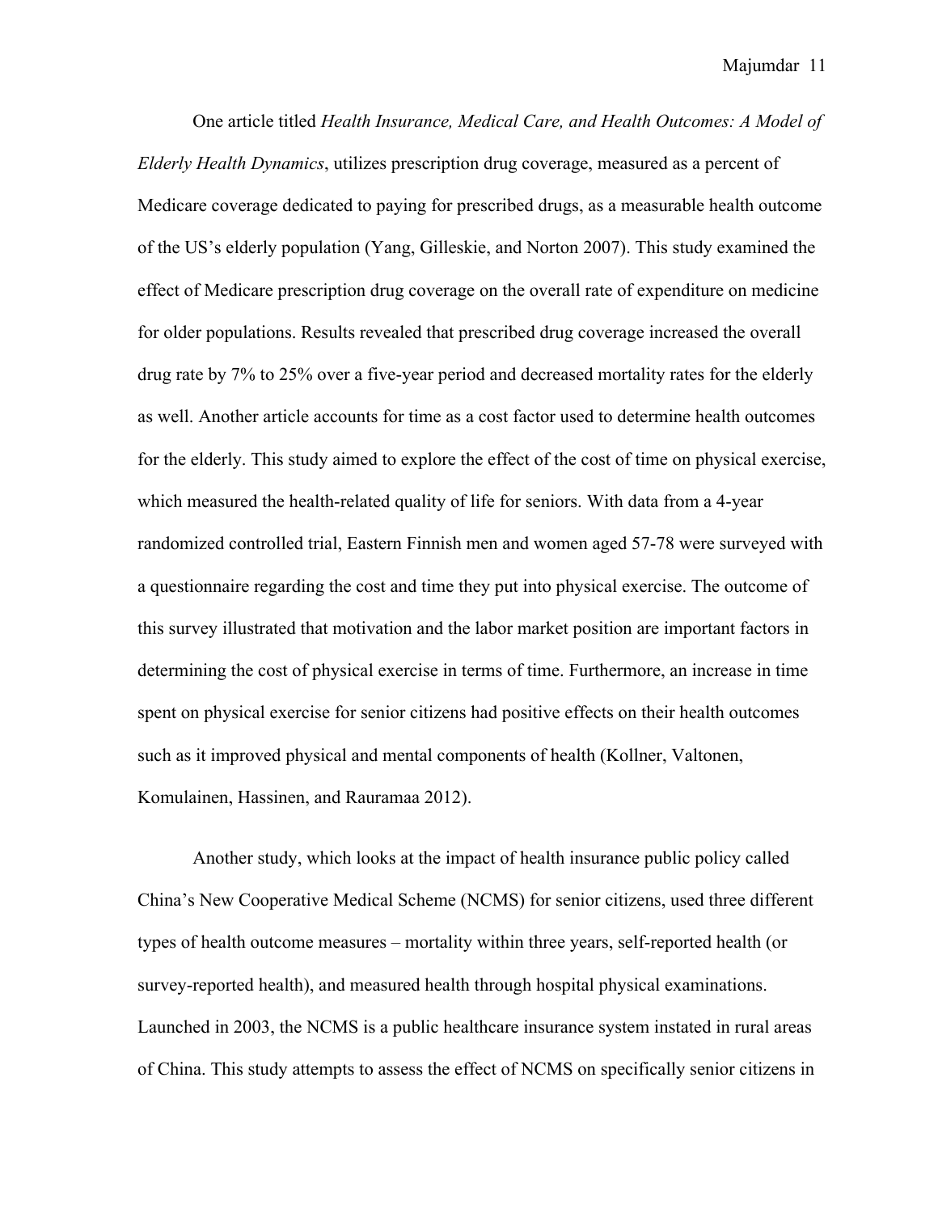One article titled *Health Insurance, Medical Care, and Health Outcomes: A Model of Elderly Health Dynamics*, utilizes prescription drug coverage, measured as a percent of Medicare coverage dedicated to paying for prescribed drugs, as a measurable health outcome of the US's elderly population (Yang, Gilleskie, and Norton 2007). This study examined the effect of Medicare prescription drug coverage on the overall rate of expenditure on medicine for older populations. Results revealed that prescribed drug coverage increased the overall drug rate by 7% to 25% over a five-year period and decreased mortality rates for the elderly as well. Another article accounts for time as a cost factor used to determine health outcomes for the elderly. This study aimed to explore the effect of the cost of time on physical exercise, which measured the health-related quality of life for seniors. With data from a 4-year randomized controlled trial, Eastern Finnish men and women aged 57-78 were surveyed with a questionnaire regarding the cost and time they put into physical exercise. The outcome of this survey illustrated that motivation and the labor market position are important factors in determining the cost of physical exercise in terms of time. Furthermore, an increase in time spent on physical exercise for senior citizens had positive effects on their health outcomes such as it improved physical and mental components of health (Kollner, Valtonen, Komulainen, Hassinen, and Rauramaa 2012).

Another study, which looks at the impact of health insurance public policy called China's New Cooperative Medical Scheme (NCMS) for senior citizens, used three different types of health outcome measures – mortality within three years, self-reported health (or survey-reported health), and measured health through hospital physical examinations. Launched in 2003, the NCMS is a public healthcare insurance system instated in rural areas of China. This study attempts to assess the effect of NCMS on specifically senior citizens in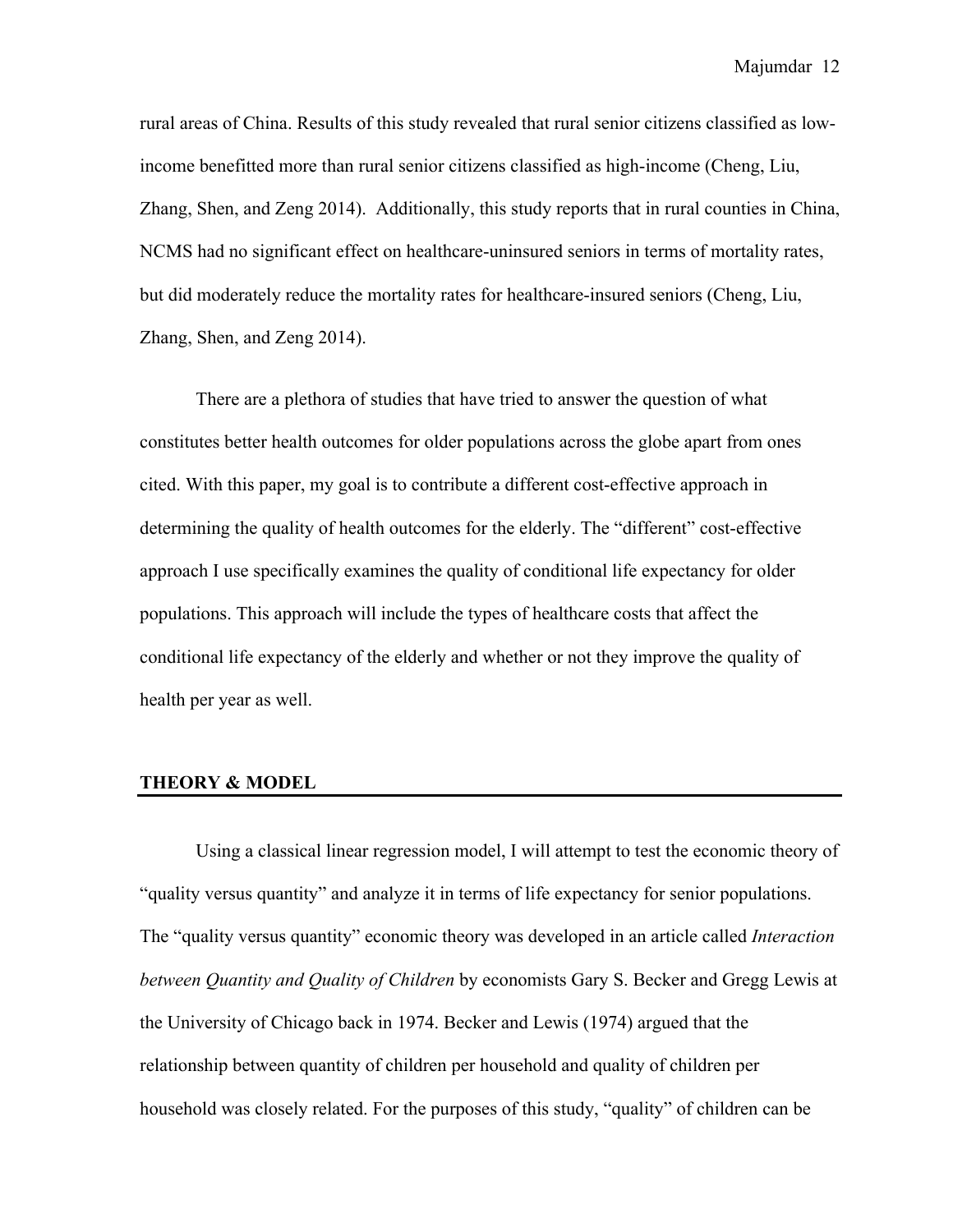rural areas of China. Results of this study revealed that rural senior citizens classified as low-income benefitted more than rural senior citizens classified as high-income (Cheng, Liu, Zhang, Shen, and Zeng 2014). Additionally, this study reports that in rural counties in China, NCMS had no significant effect on healthcare-uninsured seniors in terms of mortality rates, but did moderately reduce the mortality rates for healthcare-insured seniors (Cheng, Liu, Zhang, Shen, and Zeng 2014).

There are a plethora of studies that have tried to answer the question of what constitutes better health outcomes for older populations across the globe apart from ones cited. With this paper, my goal is to contribute a different cost-effective approach in determining the quality of health outcomes for the elderly. The "different" cost-effective approach I use specifically examines the quality of conditional life expectancy for older populations. This approach will include the types of healthcare costs that affect the conditional life expectancy of the elderly and whether or not they improve the quality of health per year as well.

## THEORY & MODEL

Using a classical linear regression model, I will attempt to test the economic theory of "quality versus quantity" and analyze it in terms of life expectancy for senior populations. The "quality versus quantity" economic theory was developed in an article called *Interaction between Quantity and Quality of Children* by economists Gary S. Becker and Gregg Lewis at the University of Chicago back in 1974. Becker and Lewis (1974) argued that the relationship between quantity of children per household and quality of children per household was closely related. For the purposes of this study, "quality" of children can be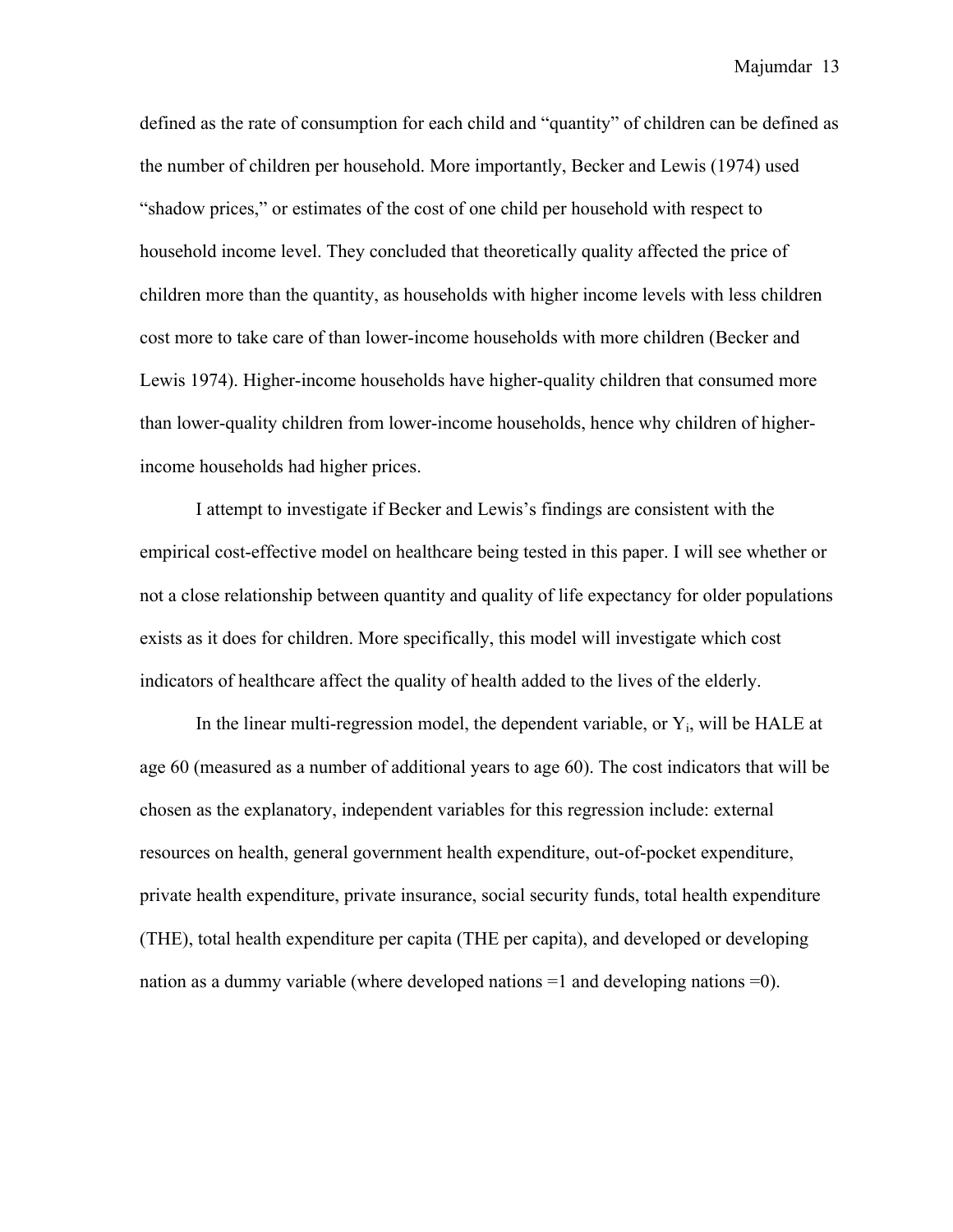defined as the rate of consumption for each child and "quantity" of children can be defined as the number of children per household. More importantly, Becker and Lewis (1974) used "shadow prices," or estimates of the cost of one child per household with respect to household income level. They concluded that theoretically quality affected the price of children more than the quantity, as households with higher income levels with less children cost more to take care of than lower-income households with more children (Becker and Lewis 1974). Higher-income households have higher-quality children that consumed more than lower-quality children from lower-income households, hence why children of higher-income households had higher prices.

I attempt to investigate if Becker and Lewis's findings are consistent with the empirical cost-effective model on healthcare being tested in this paper. I will see whether or not a close relationship between quantity and quality of life expectancy for older populations exists as it does for children. More specifically, this model will investigate which cost indicators of healthcare affect the quality of health added to the lives of the elderly.

In the linear multi-regression model, the dependent variable, or $Y_i$, will be HALE at age 60 (measured as a number of additional years to age 60). The cost indicators that will be chosen as the explanatory, independent variables for this regression include: external resources on health, general government health expenditure, out-of-pocket expenditure, private health expenditure, private insurance, social security funds, total health expenditure (THE), total health expenditure per capita (THE per capita), and developed or developing nation as a dummy variable (where developed nations =1 and developing nations =0).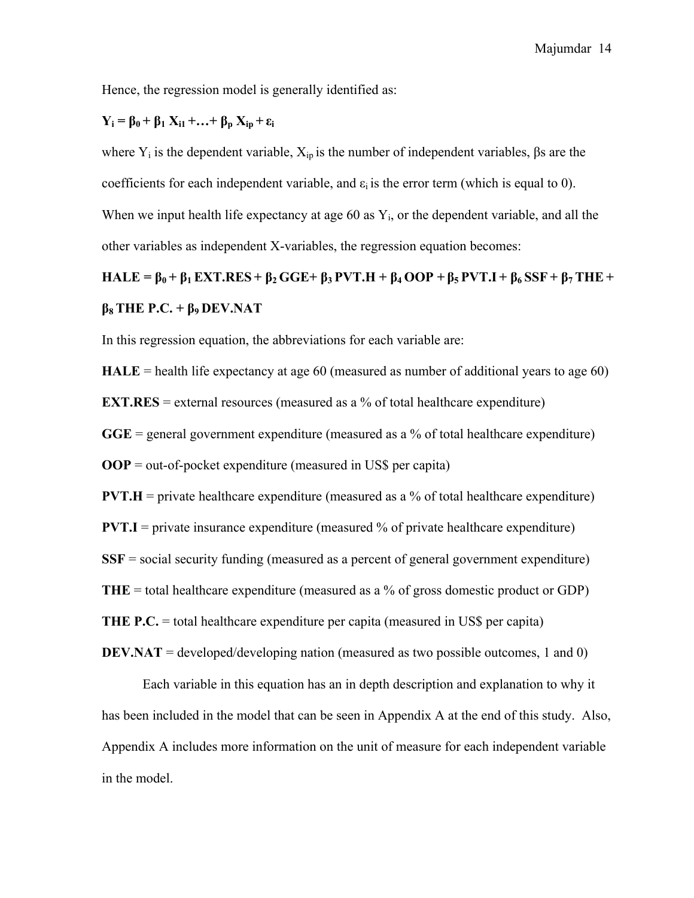Hence, the regression model is generally identified as:

$$\mathbf{Y_i = \beta_0 + \beta_1 X_{i1} + \ldots + \beta_p X_{ip} + \varepsilon_i}$$

where $Y_i$ is the dependent variable, $X_{ip}$ is the number of independent variables, βs are the coefficients for each independent variable, and $\varepsilon_i$ is the error term (which is equal to 0). When we input health life expectancy at age 60 as $Y_i$, or the dependent variable, and all the other variables as independent X-variables, the regression equation becomes:

$$\mathbf{HALE = \beta_0 + \beta_1\, EXT.RES + \beta_2\, GGE + \beta_3\, PVT.H + \beta_4\, OOP + \beta_5\, PVT.I + \beta_6\, SSF + \beta_7\, THE + \beta_8\, THE\ P.C. + \beta_9\, DEV.NAT}$$

In this regression equation, the abbreviations for each variable are:

**HALE** = health life expectancy at age 60 (measured as number of additional years to age 60)

**EXT.RES** = external resources (measured as a % of total healthcare expenditure)

**GGE** = general government expenditure (measured as a % of total healthcare expenditure)

**OOP** = out-of-pocket expenditure (measured in US$ per capita)

**PVT.H** = private healthcare expenditure (measured as a % of total healthcare expenditure)

**PVT.I** = private insurance expenditure (measured % of private healthcare expenditure)

**SSF** = social security funding (measured as a percent of general government expenditure)

**THE** = total healthcare expenditure (measured as a % of gross domestic product or GDP)

**THE P.C.** = total healthcare expenditure per capita (measured in US$ per capita)

**DEV.NAT** = developed/developing nation (measured as two possible outcomes, 1 and 0)

Each variable in this equation has an in depth description and explanation to why it has been included in the model that can be seen in Appendix A at the end of this study. Also, Appendix A includes more information on the unit of measure for each independent variable in the model.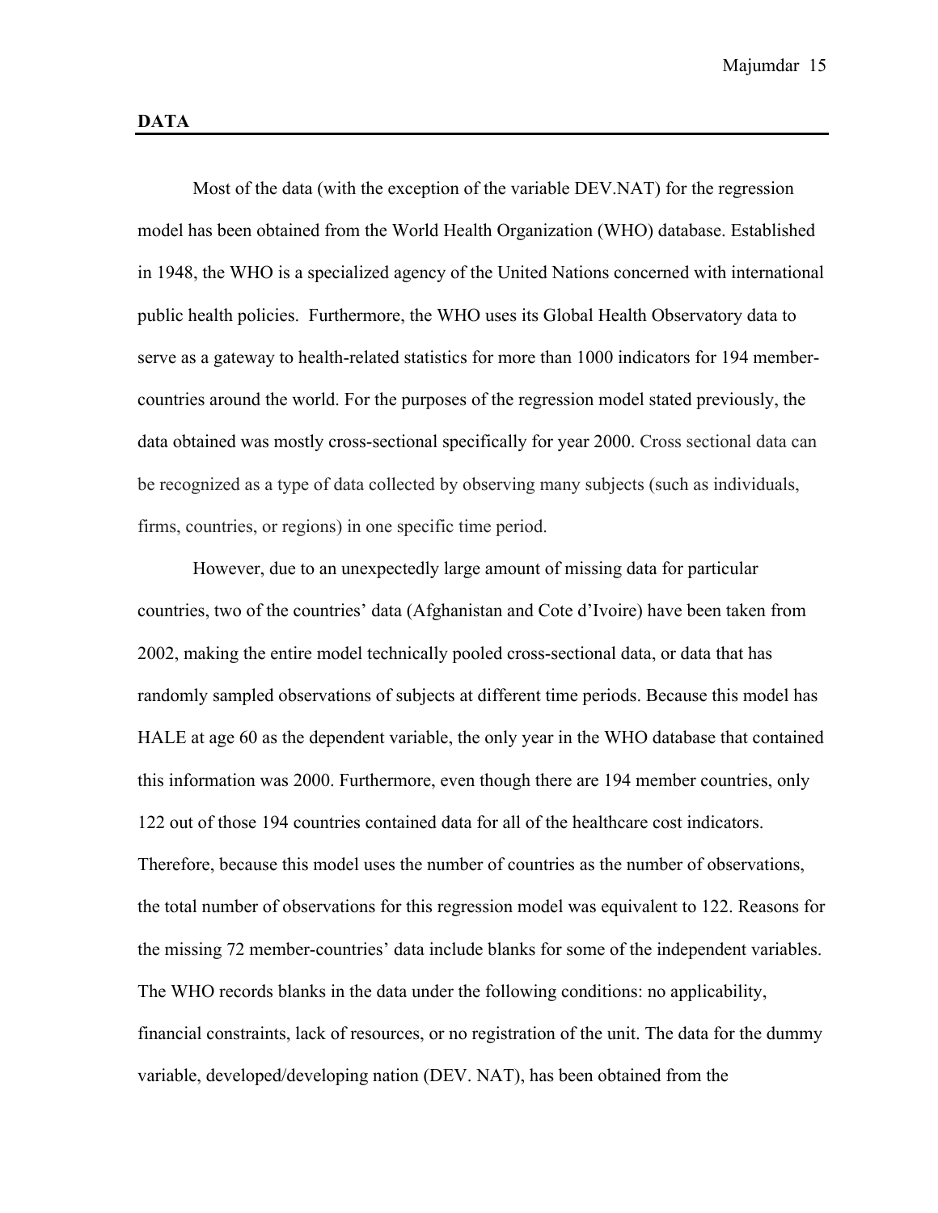## DATA

Most of the data (with the exception of the variable DEV.NAT) for the regression model has been obtained from the World Health Organization (WHO) database. Established in 1948, the WHO is a specialized agency of the United Nations concerned with international public health policies. Furthermore, the WHO uses its Global Health Observatory data to serve as a gateway to health-related statistics for more than 1000 indicators for 194 member-countries around the world. For the purposes of the regression model stated previously, the data obtained was mostly cross-sectional specifically for year 2000. Cross sectional data can be recognized as a type of data collected by observing many subjects (such as individuals, firms, countries, or regions) in one specific time period.

However, due to an unexpectedly large amount of missing data for particular countries, two of the countries' data (Afghanistan and Cote d'Ivoire) have been taken from 2002, making the entire model technically pooled cross-sectional data, or data that has randomly sampled observations of subjects at different time periods. Because this model has HALE at age 60 as the dependent variable, the only year in the WHO database that contained this information was 2000. Furthermore, even though there are 194 member countries, only 122 out of those 194 countries contained data for all of the healthcare cost indicators. Therefore, because this model uses the number of countries as the number of observations, the total number of observations for this regression model was equivalent to 122. Reasons for the missing 72 member-countries' data include blanks for some of the independent variables. The WHO records blanks in the data under the following conditions: no applicability, financial constraints, lack of resources, or no registration of the unit. The data for the dummy variable, developed/developing nation (DEV. NAT), has been obtained from the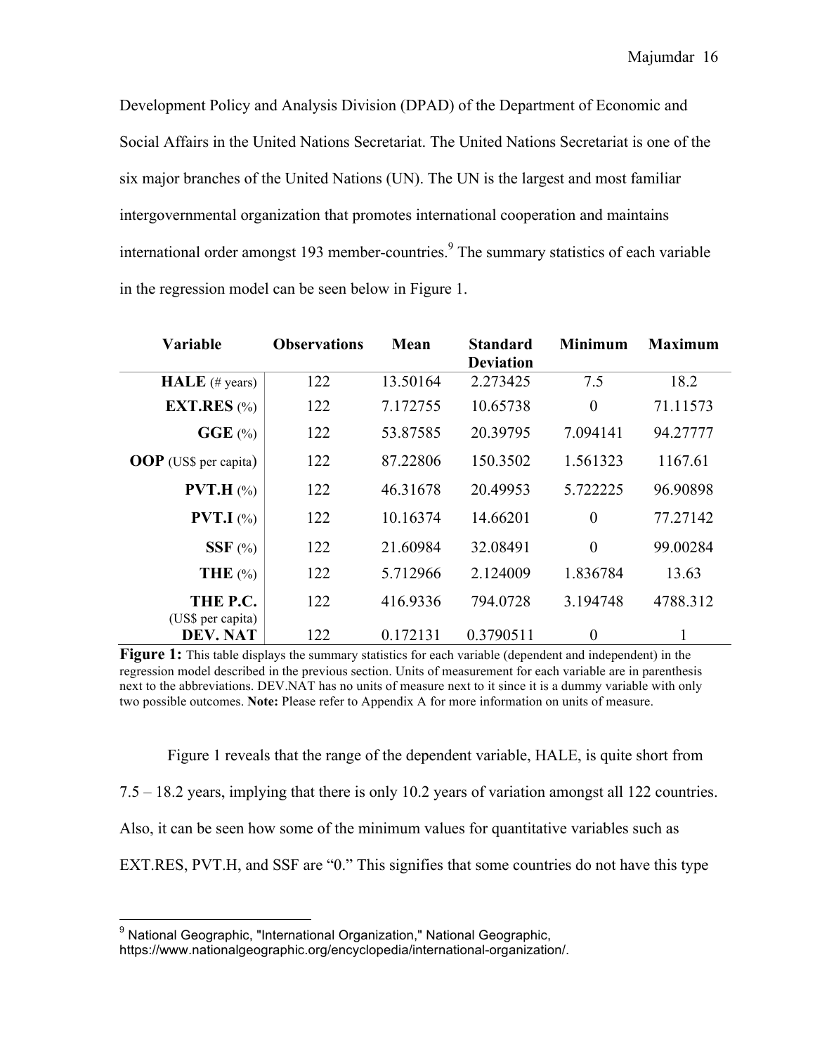Development Policy and Analysis Division (DPAD) of the Department of Economic and Social Affairs in the United Nations Secretariat. The United Nations Secretariat is one of the six major branches of the United Nations (UN). The UN is the largest and most familiar intergovernmental organization that promotes international cooperation and maintains international order amongst 193 member-countries.[9] The summary statistics of each variable in the regression model can be seen below in Figure 1.

| Variable | Observations | Mean | Standard Deviation | Minimum | Maximum |
|---|---|---|---|---|---|
| **HALE** (# years) | 122 | 13.50164 | 2.273425 | 7.5 | 18.2 |
| **EXT.RES** (%) | 122 | 7.172755 | 10.65738 | 0 | 71.11573 |
| **GGE** (%) | 122 | 53.87585 | 20.39795 | 7.094141 | 94.27777 |
| **OOP** (US$ per capita) | 122 | 87.22806 | 150.3502 | 1.561323 | 1167.61 |
| **PVT.H** (%) | 122 | 46.31678 | 20.49953 | 5.722225 | 96.90898 |
| **PVT.I** (%) | 122 | 10.16374 | 14.66201 | 0 | 77.27142 |
| **SSF** (%) | 122 | 21.60984 | 32.08491 | 0 | 99.00284 |
| **THE** (%) | 122 | 5.712966 | 2.124009 | 1.836784 | 13.63 |
| **THE P.C.** (US$ per capita) | 122 | 416.9336 | 794.0728 | 3.194748 | 4788.312 |
| **DEV. NAT** | 122 | 0.172131 | 0.3790511 | 0 | 1 |

**Figure 1:** This table displays the summary statistics for each variable (dependent and independent) in the regression model described in the previous section. Units of measurement for each variable are in parenthesis next to the abbreviations. DEV.NAT has no units of measure next to it since it is a dummy variable with only two possible outcomes. **Note:** Please refer to Appendix A for more information on units of measure.

Figure 1 reveals that the range of the dependent variable, HALE, is quite short from 7.5 – 18.2 years, implying that there is only 10.2 years of variation amongst all 122 countries. Also, it can be seen how some of the minimum values for quantitative variables such as EXT.RES, PVT.H, and SSF are "0." This signifies that some countries do not have this type

[9] National Geographic, "International Organization," National Geographic, https://www.nationalgeographic.org/encyclopedia/international-organization/.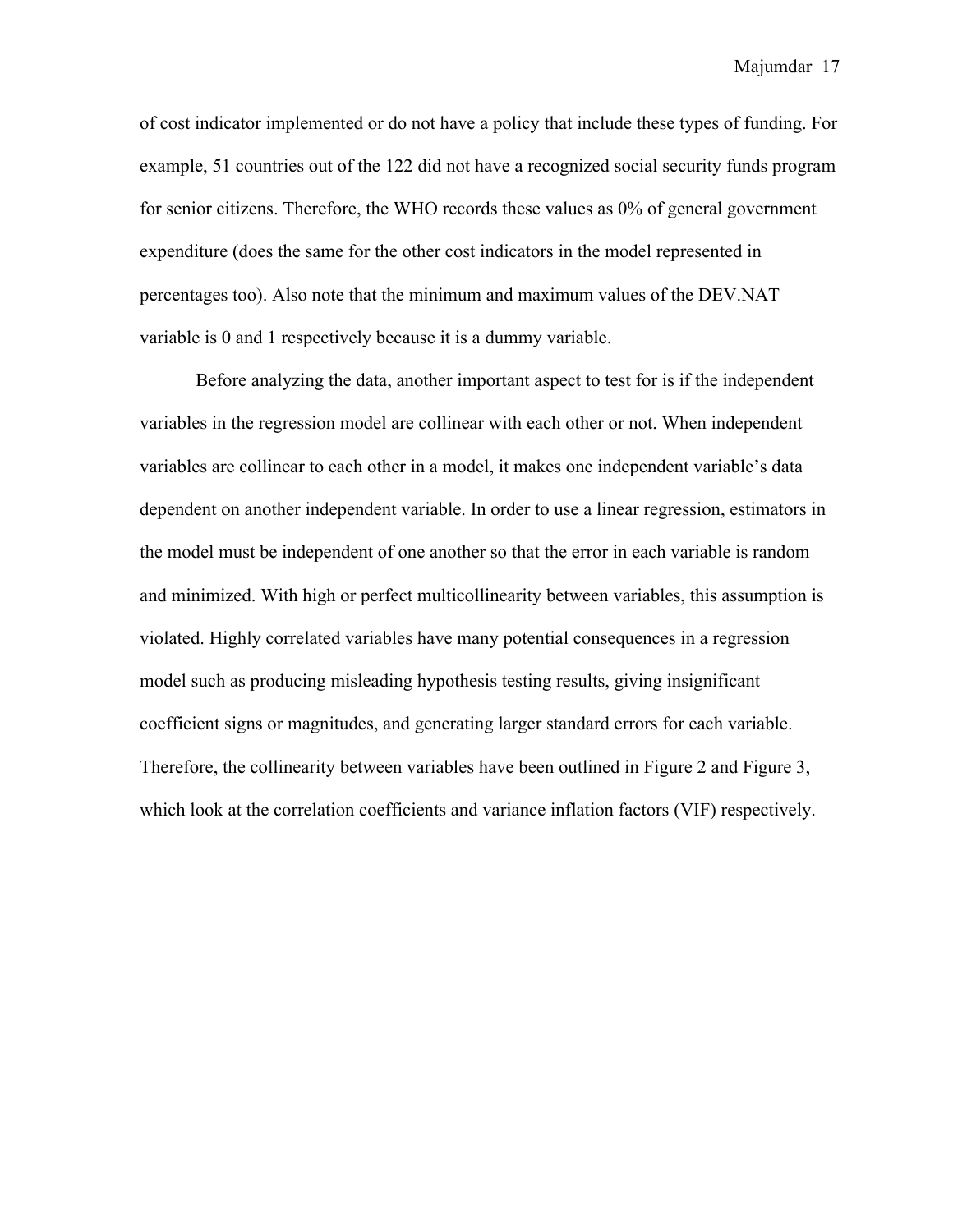of cost indicator implemented or do not have a policy that include these types of funding. For example, 51 countries out of the 122 did not have a recognized social security funds program for senior citizens. Therefore, the WHO records these values as 0% of general government expenditure (does the same for the other cost indicators in the model represented in percentages too). Also note that the minimum and maximum values of the DEV.NAT variable is 0 and 1 respectively because it is a dummy variable.

Before analyzing the data, another important aspect to test for is if the independent variables in the regression model are collinear with each other or not. When independent variables are collinear to each other in a model, it makes one independent variable's data dependent on another independent variable. In order to use a linear regression, estimators in the model must be independent of one another so that the error in each variable is random and minimized. With high or perfect multicollinearity between variables, this assumption is violated. Highly correlated variables have many potential consequences in a regression model such as producing misleading hypothesis testing results, giving insignificant coefficient signs or magnitudes, and generating larger standard errors for each variable. Therefore, the collinearity between variables have been outlined in Figure 2 and Figure 3, which look at the correlation coefficients and variance inflation factors (VIF) respectively.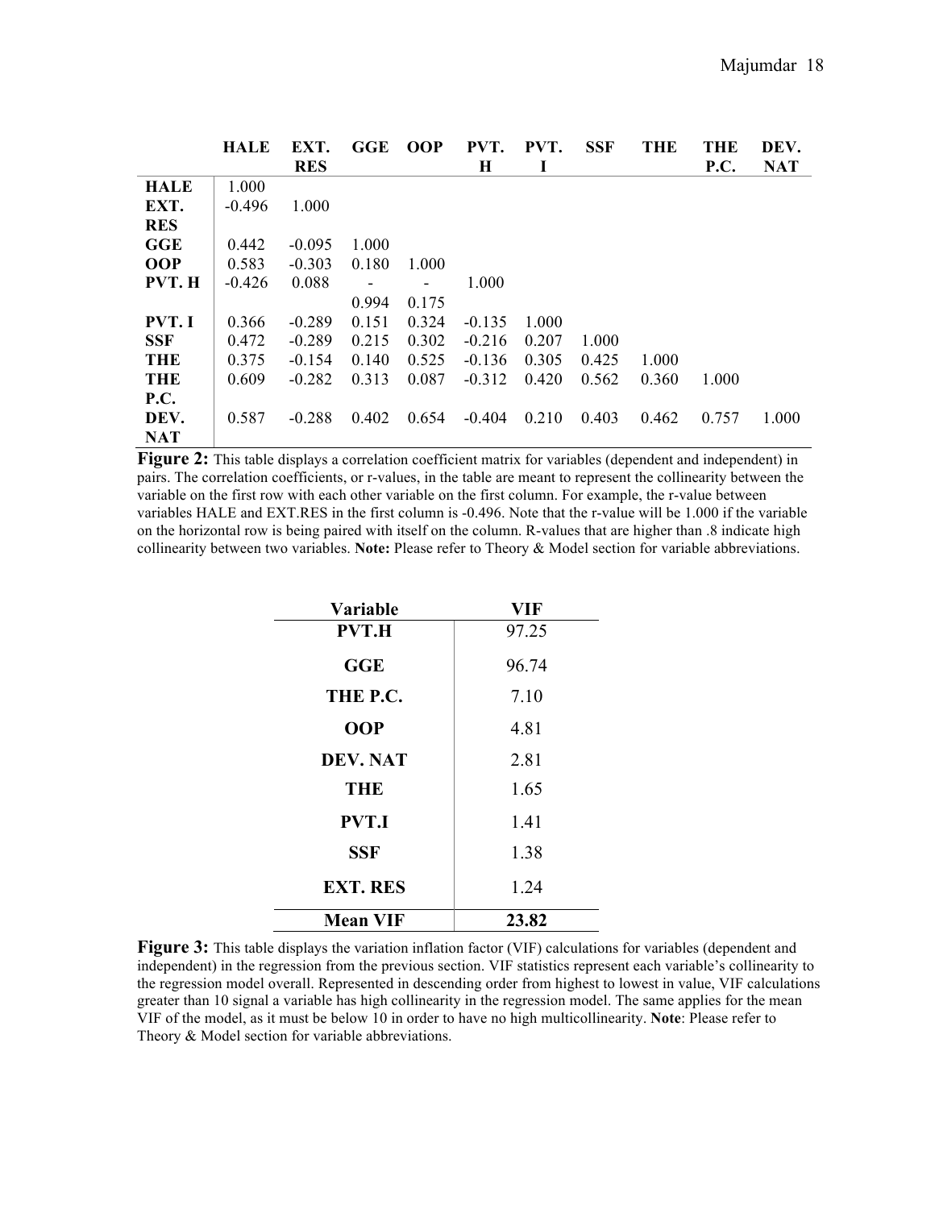| | HALE | EXT. RES | GGE | OOP | PVT. H | PVT. I | SSF | THE | THE P.C. | DEV. NAT |
|---|---|---|---|---|---|---|---|---|---|---|
| **HALE** | 1.000 | | | | | | | | | |
| **EXT. RES** | -0.496 | 1.000 | | | | | | | | |
| **GGE** | 0.442 | -0.095 | 1.000 | | | | | | | |
| **OOP** | 0.583 | -0.303 | 0.180 | 1.000 | | | | | | |
| **PVT. H** | -0.426 | 0.088 | -0.994 | -0.175 | 1.000 | | | | | |
| **PVT. I** | 0.366 | -0.289 | 0.151 | 0.324 | -0.135 | 1.000 | | | | |
| **SSF** | 0.472 | -0.289 | 0.215 | 0.302 | -0.216 | 0.207 | 1.000 | | | |
| **THE** | 0.375 | -0.154 | 0.140 | 0.525 | -0.136 | 0.305 | 0.425 | 1.000 | | |
| **THE P.C.** | 0.609 | -0.282 | 0.313 | 0.087 | -0.312 | 0.420 | 0.562 | 0.360 | 1.000 | |
| **DEV. NAT** | 0.587 | -0.288 | 0.402 | 0.654 | -0.404 | 0.210 | 0.403 | 0.462 | 0.757 | 1.000 |

**Figure 2:** This table displays a correlation coefficient matrix for variables (dependent and independent) in pairs. The correlation coefficients, or r-values, in the table are meant to represent the collinearity between the variable on the first row with each other variable on the first column. For example, the r-value between variables HALE and EXT.RES in the first column is -0.496. Note that the r-value will be 1.000 if the variable on the horizontal row is being paired with itself on the column. R-values that are higher than .8 indicate high collinearity between two variables. **Note:** Please refer to Theory & Model section for variable abbreviations.

| Variable | VIF |
|---|---|
| **PVT.H** | 97.25 |
| **GGE** | 96.74 |
| **THE P.C.** | 7.10 |
| **OOP** | 4.81 |
| **DEV. NAT** | 2.81 |
| **THE** | 1.65 |
| **PVT.I** | 1.41 |
| **SSF** | 1.38 |
| **EXT. RES** | 1.24 |
| **Mean VIF** | **23.82** |

**Figure 3:** This table displays the variation inflation factor (VIF) calculations for variables (dependent and independent) in the regression from the previous section. VIF statistics represent each variable's collinearity to the regression model overall. Represented in descending order from highest to lowest in value, VIF calculations greater than 10 signal a variable has high collinearity in the regression model. The same applies for the mean VIF of the model, as it must be below 10 in order to have no high multicollinearity. **Note**: Please refer to Theory & Model section for variable abbreviations.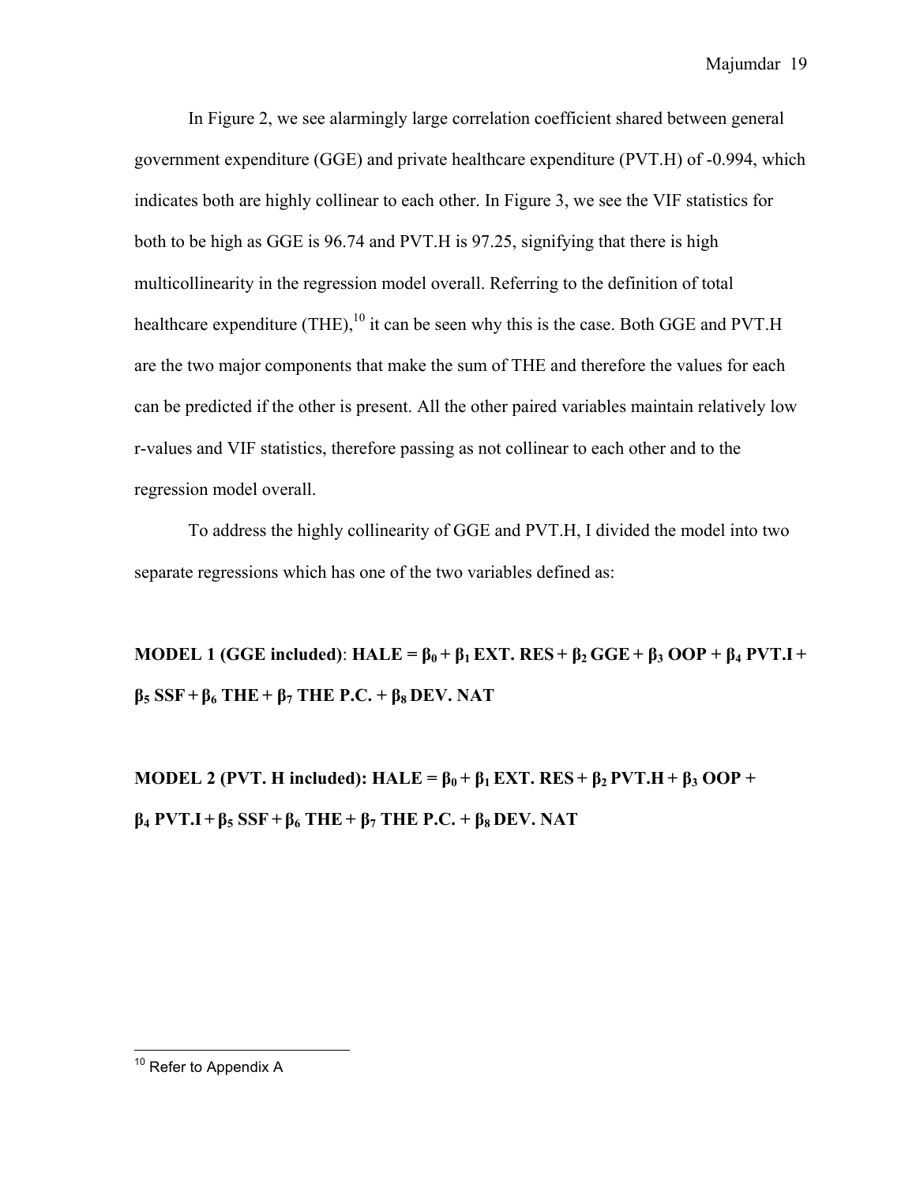In Figure 2, we see alarmingly large correlation coefficient shared between general government expenditure (GGE) and private healthcare expenditure (PVT.H) of -0.994, which indicates both are highly collinear to each other. In Figure 3, we see the VIF statistics for both to be high as GGE is 96.74 and PVT.H is 97.25, signifying that there is high multicollinearity in the regression model overall. Referring to the definition of total healthcare expenditure (THE),[10] it can be seen why this is the case. Both GGE and PVT.H are the two major components that make the sum of THE and therefore the values for each can be predicted if the other is present. All the other paired variables maintain relatively low r-values and VIF statistics, therefore passing as not collinear to each other and to the regression model overall.

To address the highly collinearity of GGE and PVT.H, I divided the model into two separate regressions which has one of the two variables defined as:

**MODEL 1 (GGE included)**: **$HALE = \beta_0 + \beta_1 \text{ EXT. RES} + \beta_2 \text{ GGE} + \beta_3 \text{ OOP} + \beta_4 \text{ PVT.I} + \beta_5 \text{ SSF} + \beta_6 \text{ THE} + \beta_7 \text{ THE P.C.} + \beta_8 \text{ DEV. NAT}$**

**MODEL 2 (PVT. H included): $HALE = \beta_0 + \beta_1 \text{ EXT. RES} + \beta_2 \text{ PVT.H} + \beta_3 \text{ OOP} + \beta_4 \text{ PVT.I} + \beta_5 \text{ SSF} + \beta_6 \text{ THE} + \beta_7 \text{ THE P.C.} + \beta_8 \text{ DEV. NAT}$**

[10] Refer to Appendix A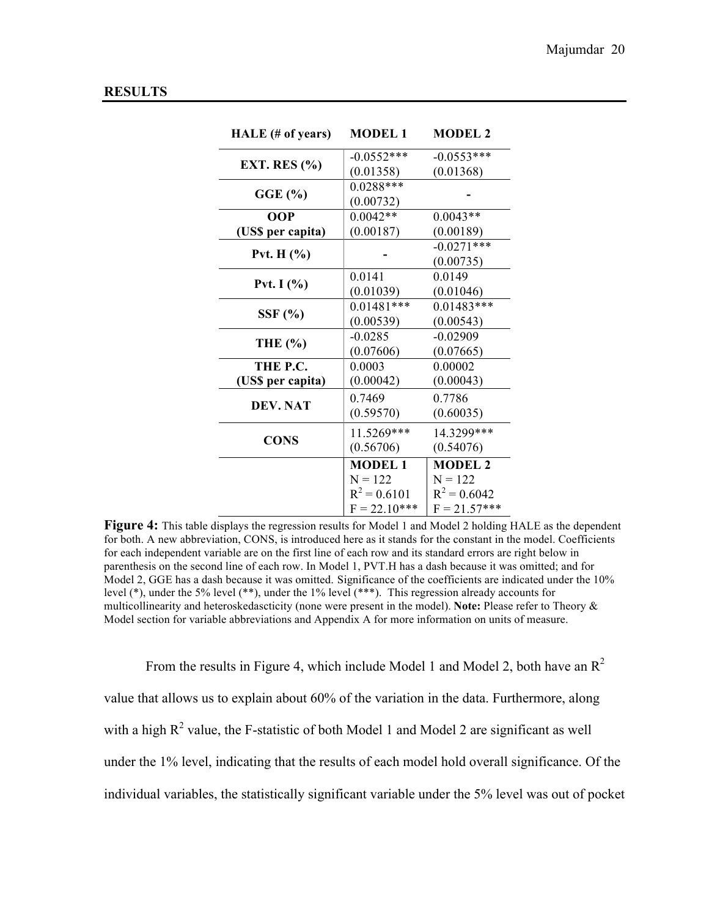## RESULTS

| HALE (# of years) | MODEL 1 | MODEL 2 |
|---|---|---|
| **EXT. RES (%)** | -0.0552*** (0.01358) | -0.0553*** (0.01368) |
| **GGE (%)** | 0.0288*** (0.00732) | - |
| **OOP (US$ per capita)** | 0.0042** (0.00187) | 0.0043** (0.00189) |
| **Pvt. H (%)** | - | -0.0271*** (0.00735) |
| **Pvt. I (%)** | 0.0141 (0.01039) | 0.0149 (0.01046) |
| **SSF (%)** | 0.01481*** (0.00539) | 0.01483*** (0.00543) |
| **THE (%)** | -0.0285 (0.07606) | -0.02909 (0.07665) |
| **THE P.C. (US$ per capita)** | 0.0003 (0.00042) | 0.00002 (0.00043) |
| **DEV. NAT** | 0.7469 (0.59570) | 0.7786 (0.60035) |
| **CONS** | 11.5269*** (0.56706) | 14.3299*** (0.54076) |
| | **MODEL 1** N = 122 $R^2 = 0.6101$ F = 22.10*** | **MODEL 2** N = 122 $R^2 = 0.6042$ F = 21.57*** |

**Figure 4:** This table displays the regression results for Model 1 and Model 2 holding HALE as the dependent for both. A new abbreviation, CONS, is introduced here as it stands for the constant in the model. Coefficients for each independent variable are on the first line of each row and its standard errors are right below in parenthesis on the second line of each row. In Model 1, PVT.H has a dash because it was omitted; and for Model 2, GGE has a dash because it was omitted. Significance of the coefficients are indicated under the 10% level (*), under the 5% level (**), under the 1% level (***). This regression already accounts for multicollinearity and heteroskedascticity (none were present in the model). **Note:** Please refer to Theory & Model section for variable abbreviations and Appendix A for more information on units of measure.

From the results in Figure 4, which include Model 1 and Model 2, both have an $R^2$ value that allows us to explain about 60% of the variation in the data. Furthermore, along with a high $R^2$ value, the F-statistic of both Model 1 and Model 2 are significant as well under the 1% level, indicating that the results of each model hold overall significance. Of the individual variables, the statistically significant variable under the 5% level was out of pocket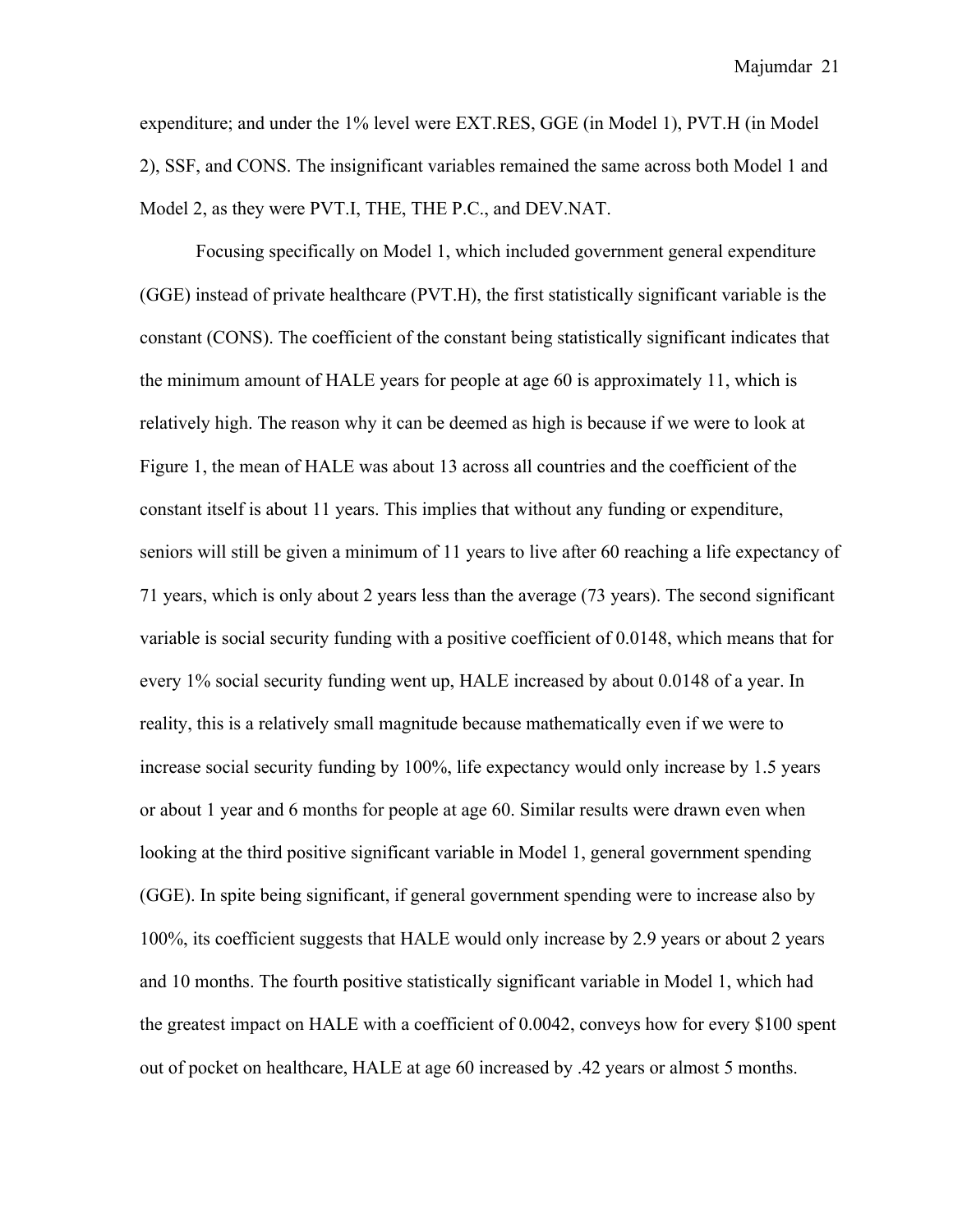expenditure; and under the 1% level were EXT.RES, GGE (in Model 1), PVT.H (in Model 2), SSF, and CONS. The insignificant variables remained the same across both Model 1 and Model 2, as they were PVT.I, THE, THE P.C., and DEV.NAT.

Focusing specifically on Model 1, which included government general expenditure (GGE) instead of private healthcare (PVT.H), the first statistically significant variable is the constant (CONS). The coefficient of the constant being statistically significant indicates that the minimum amount of HALE years for people at age 60 is approximately 11, which is relatively high. The reason why it can be deemed as high is because if we were to look at Figure 1, the mean of HALE was about 13 across all countries and the coefficient of the constant itself is about 11 years. This implies that without any funding or expenditure, seniors will still be given a minimum of 11 years to live after 60 reaching a life expectancy of 71 years, which is only about 2 years less than the average (73 years). The second significant variable is social security funding with a positive coefficient of 0.0148, which means that for every 1% social security funding went up, HALE increased by about 0.0148 of a year. In reality, this is a relatively small magnitude because mathematically even if we were to increase social security funding by 100%, life expectancy would only increase by 1.5 years or about 1 year and 6 months for people at age 60. Similar results were drawn even when looking at the third positive significant variable in Model 1, general government spending (GGE). In spite being significant, if general government spending were to increase also by 100%, its coefficient suggests that HALE would only increase by 2.9 years or about 2 years and 10 months. The fourth positive statistically significant variable in Model 1, which had the greatest impact on HALE with a coefficient of 0.0042, conveys how for every $100 spent out of pocket on healthcare, HALE at age 60 increased by .42 years or almost 5 months.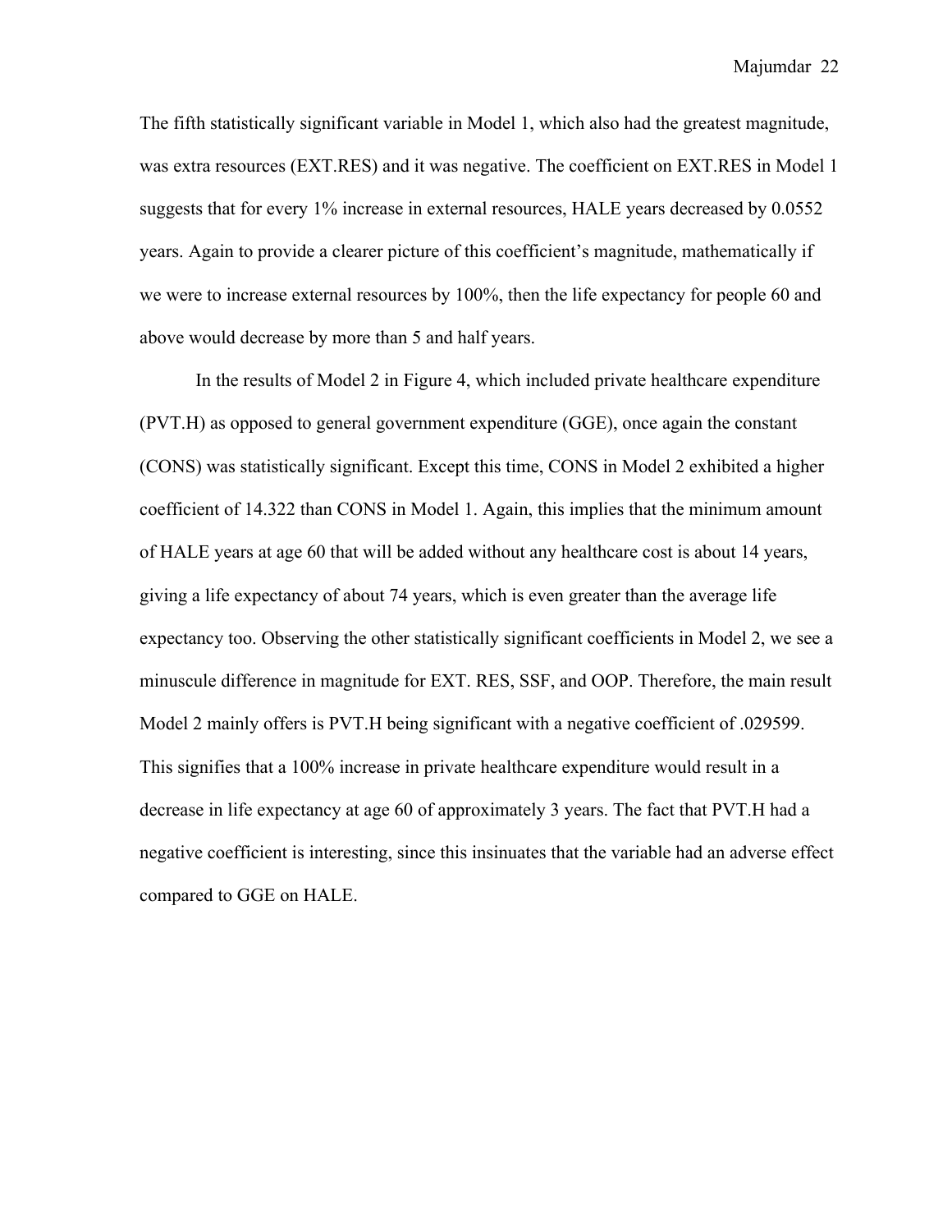The fifth statistically significant variable in Model 1, which also had the greatest magnitude, was extra resources (EXT.RES) and it was negative. The coefficient on EXT.RES in Model 1 suggests that for every 1% increase in external resources, HALE years decreased by 0.0552 years. Again to provide a clearer picture of this coefficient's magnitude, mathematically if we were to increase external resources by 100%, then the life expectancy for people 60 and above would decrease by more than 5 and half years.

In the results of Model 2 in Figure 4, which included private healthcare expenditure (PVT.H) as opposed to general government expenditure (GGE), once again the constant (CONS) was statistically significant. Except this time, CONS in Model 2 exhibited a higher coefficient of 14.322 than CONS in Model 1. Again, this implies that the minimum amount of HALE years at age 60 that will be added without any healthcare cost is about 14 years, giving a life expectancy of about 74 years, which is even greater than the average life expectancy too. Observing the other statistically significant coefficients in Model 2, we see a minuscule difference in magnitude for EXT. RES, SSF, and OOP. Therefore, the main result Model 2 mainly offers is PVT.H being significant with a negative coefficient of .029599. This signifies that a 100% increase in private healthcare expenditure would result in a decrease in life expectancy at age 60 of approximately 3 years. The fact that PVT.H had a negative coefficient is interesting, since this insinuates that the variable had an adverse effect compared to GGE on HALE.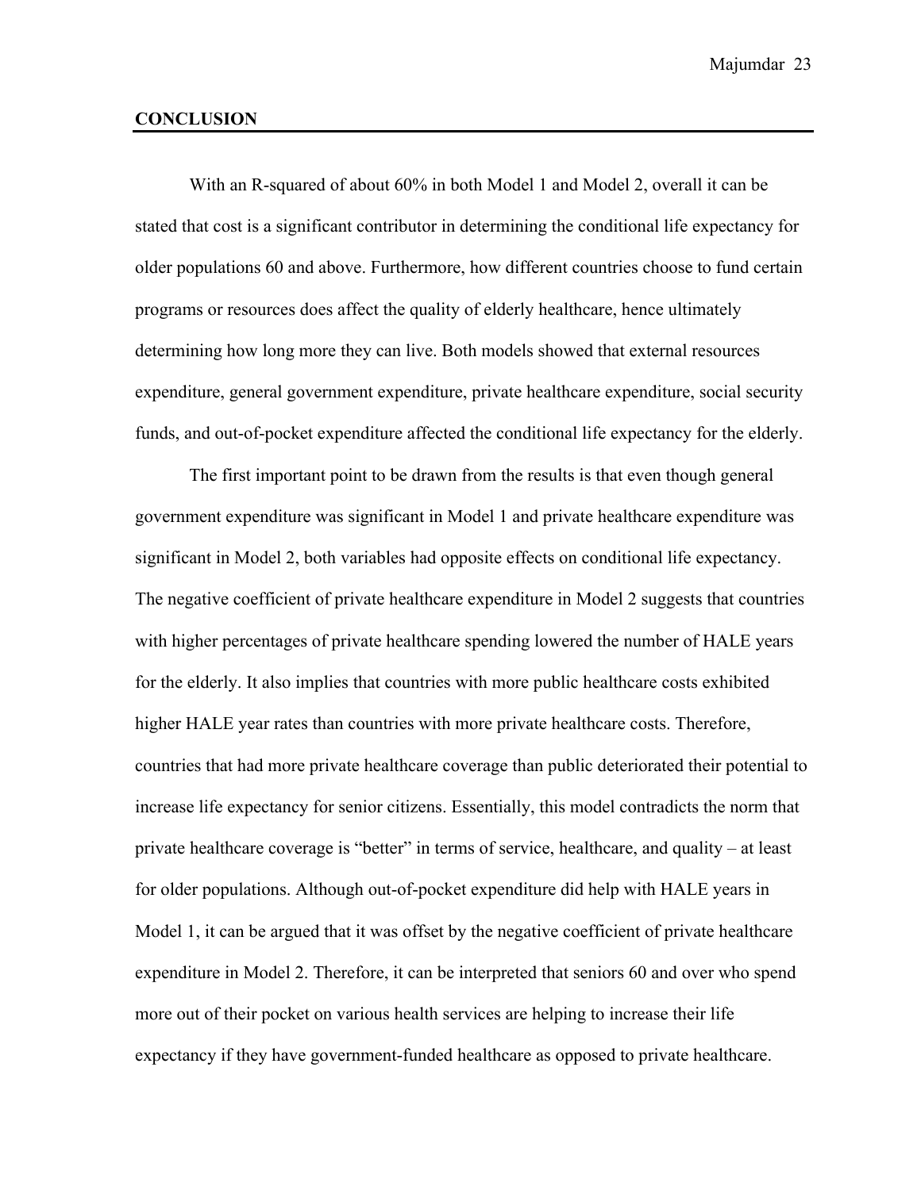## CONCLUSION

With an R-squared of about 60% in both Model 1 and Model 2, overall it can be stated that cost is a significant contributor in determining the conditional life expectancy for older populations 60 and above. Furthermore, how different countries choose to fund certain programs or resources does affect the quality of elderly healthcare, hence ultimately determining how long more they can live. Both models showed that external resources expenditure, general government expenditure, private healthcare expenditure, social security funds, and out-of-pocket expenditure affected the conditional life expectancy for the elderly.

The first important point to be drawn from the results is that even though general government expenditure was significant in Model 1 and private healthcare expenditure was significant in Model 2, both variables had opposite effects on conditional life expectancy. The negative coefficient of private healthcare expenditure in Model 2 suggests that countries with higher percentages of private healthcare spending lowered the number of HALE years for the elderly. It also implies that countries with more public healthcare costs exhibited higher HALE year rates than countries with more private healthcare costs. Therefore, countries that had more private healthcare coverage than public deteriorated their potential to increase life expectancy for senior citizens. Essentially, this model contradicts the norm that private healthcare coverage is "better" in terms of service, healthcare, and quality – at least for older populations. Although out-of-pocket expenditure did help with HALE years in Model 1, it can be argued that it was offset by the negative coefficient of private healthcare expenditure in Model 2. Therefore, it can be interpreted that seniors 60 and over who spend more out of their pocket on various health services are helping to increase their life expectancy if they have government-funded healthcare as opposed to private healthcare.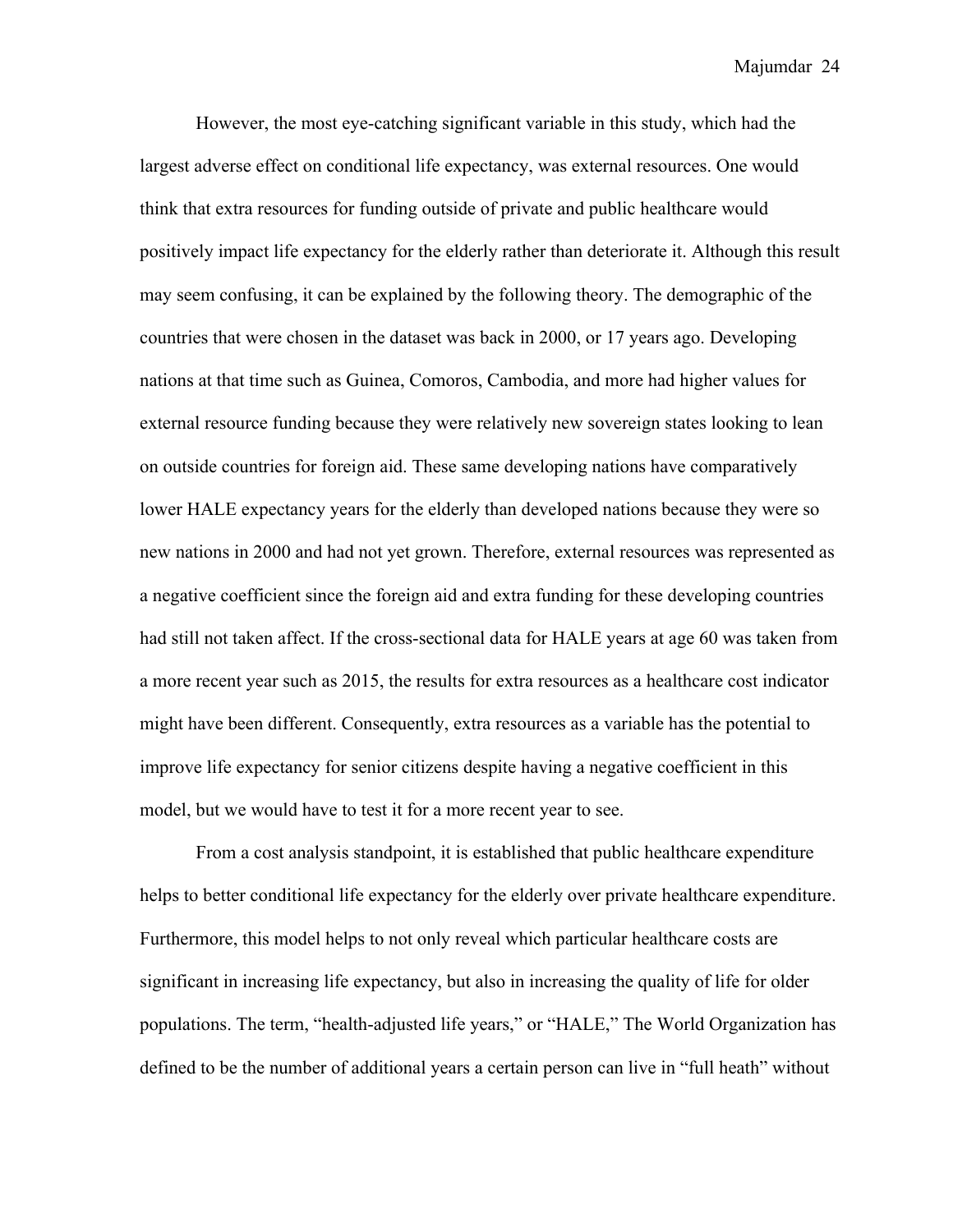However, the most eye-catching significant variable in this study, which had the largest adverse effect on conditional life expectancy, was external resources. One would think that extra resources for funding outside of private and public healthcare would positively impact life expectancy for the elderly rather than deteriorate it. Although this result may seem confusing, it can be explained by the following theory. The demographic of the countries that were chosen in the dataset was back in 2000, or 17 years ago. Developing nations at that time such as Guinea, Comoros, Cambodia, and more had higher values for external resource funding because they were relatively new sovereign states looking to lean on outside countries for foreign aid. These same developing nations have comparatively lower HALE expectancy years for the elderly than developed nations because they were so new nations in 2000 and had not yet grown. Therefore, external resources was represented as a negative coefficient since the foreign aid and extra funding for these developing countries had still not taken affect. If the cross-sectional data for HALE years at age 60 was taken from a more recent year such as 2015, the results for extra resources as a healthcare cost indicator might have been different. Consequently, extra resources as a variable has the potential to improve life expectancy for senior citizens despite having a negative coefficient in this model, but we would have to test it for a more recent year to see.

From a cost analysis standpoint, it is established that public healthcare expenditure helps to better conditional life expectancy for the elderly over private healthcare expenditure. Furthermore, this model helps to not only reveal which particular healthcare costs are significant in increasing life expectancy, but also in increasing the quality of life for older populations. The term, "health-adjusted life years," or "HALE," The World Organization has defined to be the number of additional years a certain person can live in "full heath" without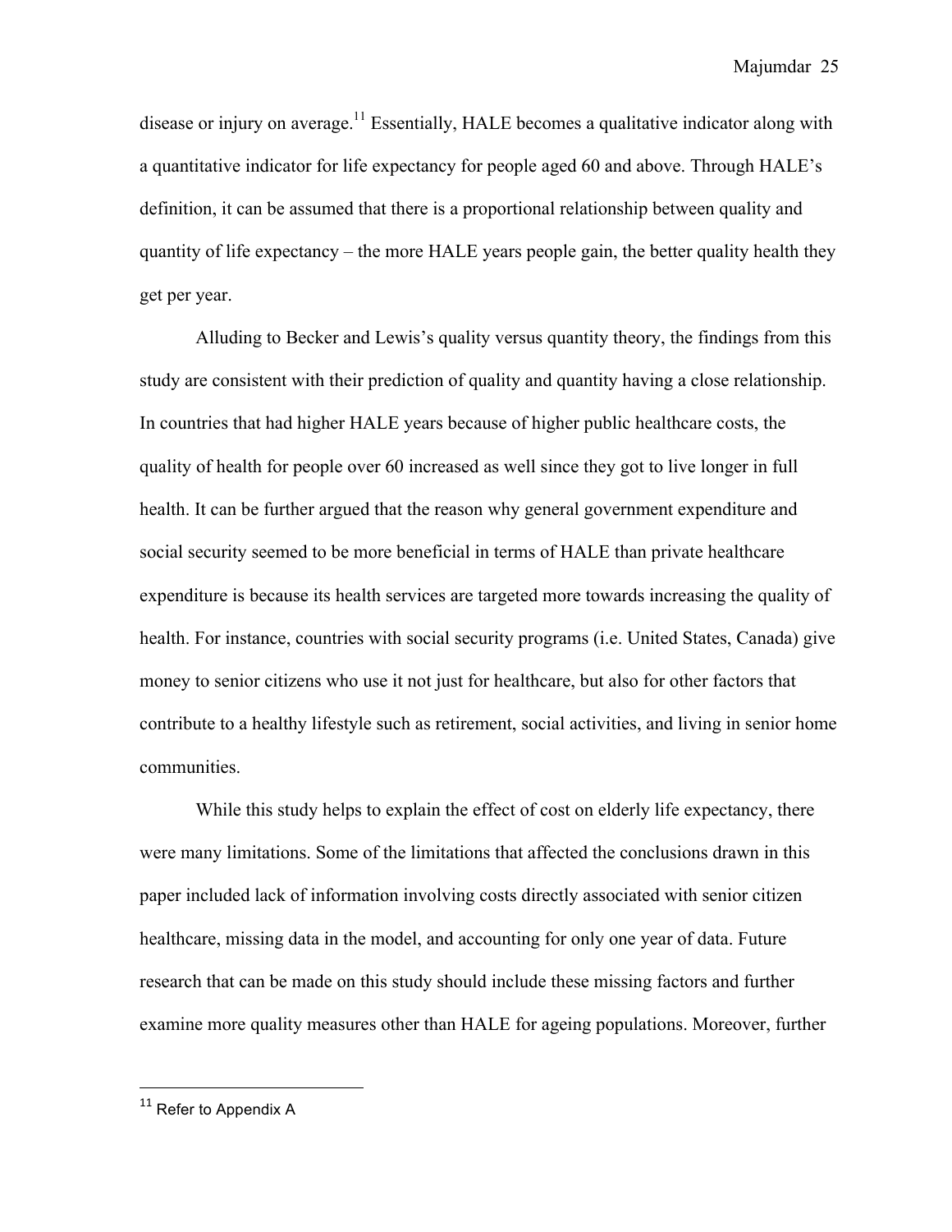disease or injury on average.[11] Essentially, HALE becomes a qualitative indicator along with a quantitative indicator for life expectancy for people aged 60 and above. Through HALE's definition, it can be assumed that there is a proportional relationship between quality and quantity of life expectancy – the more HALE years people gain, the better quality health they get per year.

Alluding to Becker and Lewis's quality versus quantity theory, the findings from this study are consistent with their prediction of quality and quantity having a close relationship. In countries that had higher HALE years because of higher public healthcare costs, the quality of health for people over 60 increased as well since they got to live longer in full health. It can be further argued that the reason why general government expenditure and social security seemed to be more beneficial in terms of HALE than private healthcare expenditure is because its health services are targeted more towards increasing the quality of health. For instance, countries with social security programs (i.e. United States, Canada) give money to senior citizens who use it not just for healthcare, but also for other factors that contribute to a healthy lifestyle such as retirement, social activities, and living in senior home communities.

While this study helps to explain the effect of cost on elderly life expectancy, there were many limitations. Some of the limitations that affected the conclusions drawn in this paper included lack of information involving costs directly associated with senior citizen healthcare, missing data in the model, and accounting for only one year of data. Future research that can be made on this study should include these missing factors and further examine more quality measures other than HALE for ageing populations. Moreover, further

[11] Refer to Appendix A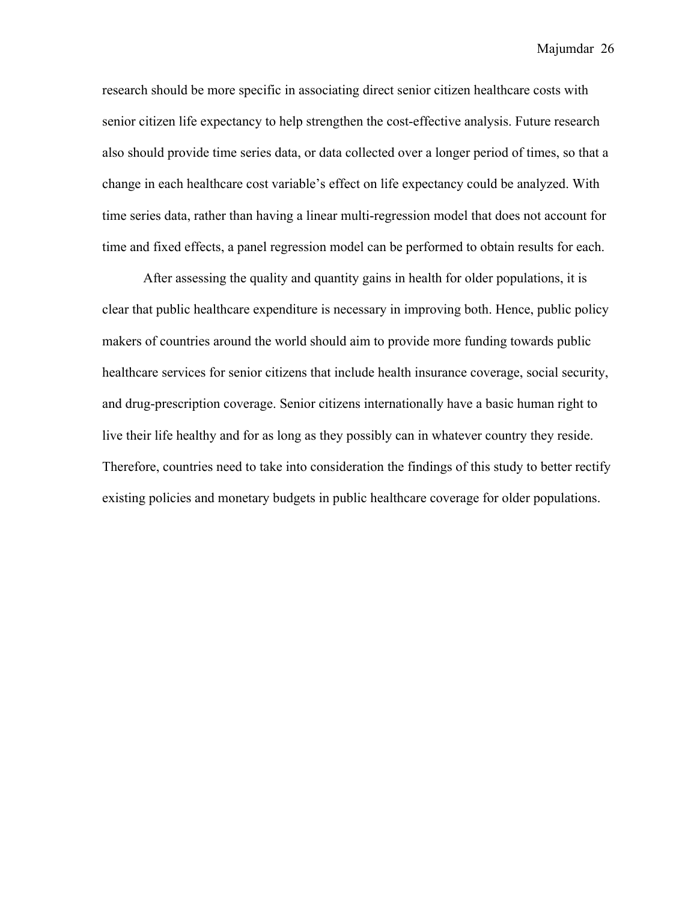research should be more specific in associating direct senior citizen healthcare costs with senior citizen life expectancy to help strengthen the cost-effective analysis. Future research also should provide time series data, or data collected over a longer period of times, so that a change in each healthcare cost variable's effect on life expectancy could be analyzed. With time series data, rather than having a linear multi-regression model that does not account for time and fixed effects, a panel regression model can be performed to obtain results for each.

After assessing the quality and quantity gains in health for older populations, it is clear that public healthcare expenditure is necessary in improving both. Hence, public policy makers of countries around the world should aim to provide more funding towards public healthcare services for senior citizens that include health insurance coverage, social security, and drug-prescription coverage. Senior citizens internationally have a basic human right to live their life healthy and for as long as they possibly can in whatever country they reside. Therefore, countries need to take into consideration the findings of this study to better rectify existing policies and monetary budgets in public healthcare coverage for older populations.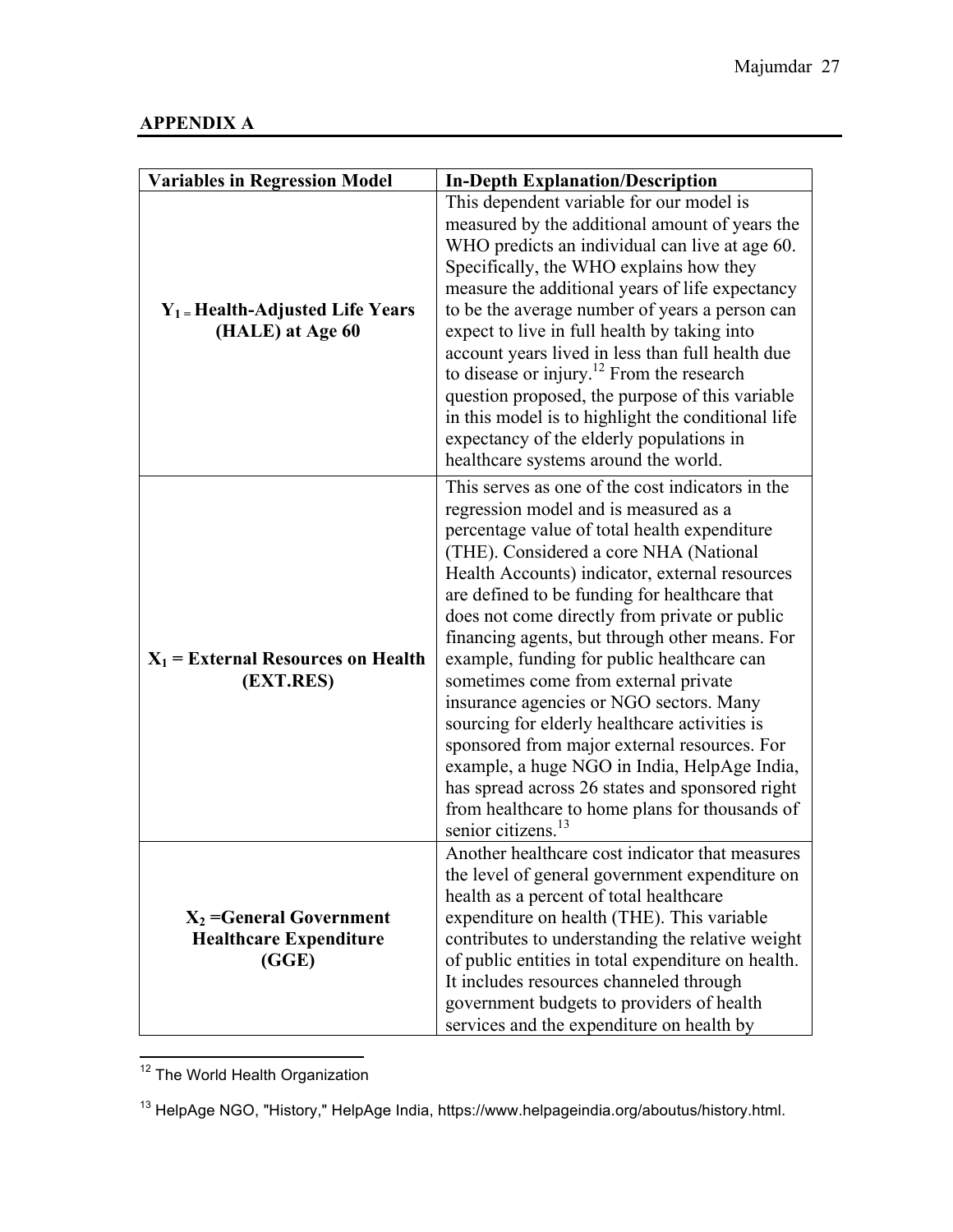## APPENDIX A

| Variables in Regression Model | In-Depth Explanation/Description |
|---|---|
| **$Y_1$ = Health-Adjusted Life Years (HALE) at Age 60** | This dependent variable for our model is measured by the additional amount of years the WHO predicts an individual can live at age 60. Specifically, the WHO explains how they measure the additional years of life expectancy to be the average number of years a person can expect to live in full health by taking into account years lived in less than full health due to disease or injury.[12] From the research question proposed, the purpose of this variable in this model is to highlight the conditional life expectancy of the elderly populations in healthcare systems around the world. |
| **$X_1$ = External Resources on Health (EXT.RES)** | This serves as one of the cost indicators in the regression model and is measured as a percentage value of total health expenditure (THE). Considered a core NHA (National Health Accounts) indicator, external resources are defined to be funding for healthcare that does not come directly from private or public financing agents, but through other means. For example, funding for public healthcare can sometimes come from external private insurance agencies or NGO sectors. Many sourcing for elderly healthcare activities is sponsored from major external resources. For example, a huge NGO in India, HelpAge India, has spread across 26 states and sponsored right from healthcare to home plans for thousands of senior citizens.[13] |
| **$X_2$ =General Government Healthcare Expenditure (GGE)** | Another healthcare cost indicator that measures the level of general government expenditure on health as a percent of total healthcare expenditure on health (THE). This variable contributes to understanding the relative weight of public entities in total expenditure on health. It includes resources channeled through government budgets to providers of health services and the expenditure on health by |

[12] The World Health Organization

[13] HelpAge NGO, "History," HelpAge India, https://www.helpageindia.org/aboutus/history.html.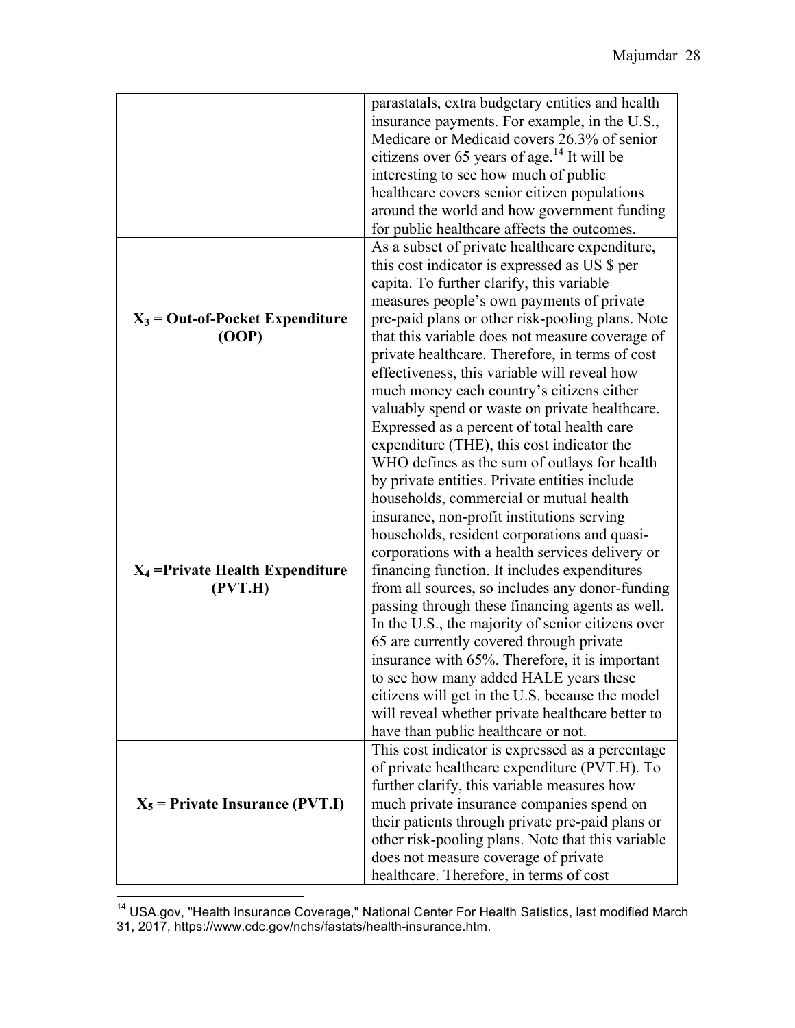| | |
|---|---|
| | parastatals, extra budgetary entities and health insurance payments. For example, in the U.S., Medicare or Medicaid covers 26.3% of senior citizens over 65 years of age.[14] It will be interesting to see how much of public healthcare covers senior citizen populations around the world and how government funding for public healthcare affects the outcomes. |
| **$X_3$ = Out-of-Pocket Expenditure (OOP)** | As a subset of private healthcare expenditure, this cost indicator is expressed as US $ per capita. To further clarify, this variable measures people's own payments of private pre-paid plans or other risk-pooling plans. Note that this variable does not measure coverage of private healthcare. Therefore, in terms of cost effectiveness, this variable will reveal how much money each country's citizens either valuably spend or waste on private healthcare. |
| **$X_4$ =Private Health Expenditure (PVT.H)** | Expressed as a percent of total health care expenditure (THE), this cost indicator the WHO defines as the sum of outlays for health by private entities. Private entities include households, commercial or mutual health insurance, non-profit institutions serving households, resident corporations and quasi-corporations with a health services delivery or financing function. It includes expenditures from all sources, so includes any donor-funding passing through these financing agents as well. In the U.S., the majority of senior citizens over 65 are currently covered through private insurance with 65%. Therefore, it is important to see how many added HALE years these citizens will get in the U.S. because the model will reveal whether private healthcare better to have than public healthcare or not. |
| **$X_5$ = Private Insurance (PVT.I)** | This cost indicator is expressed as a percentage of private healthcare expenditure (PVT.H). To further clarify, this variable measures how much private insurance companies spend on their patients through private pre-paid plans or other risk-pooling plans. Note that this variable does not measure coverage of private healthcare. Therefore, in terms of cost |

[14] USA.gov, "Health Insurance Coverage," National Center For Health Satistics, last modified March 31, 2017, https://www.cdc.gov/nchs/fastats/health-insurance.htm.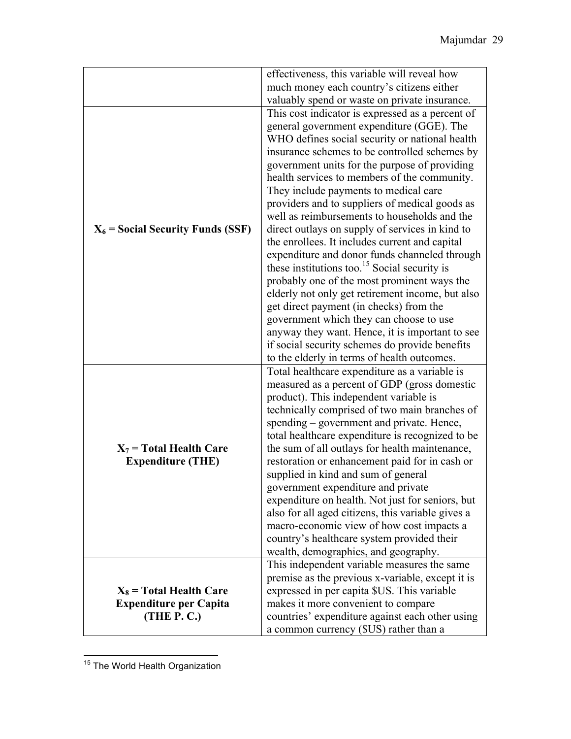| | |
|---|---|
| | effectiveness, this variable will reveal how much money each country's citizens either valuably spend or waste on private insurance. |
| **$X_6$ = Social Security Funds (SSF)** | This cost indicator is expressed as a percent of general government expenditure (GGE). The WHO defines social security or national health insurance schemes to be controlled schemes by government units for the purpose of providing health services to members of the community. They include payments to medical care providers and to suppliers of medical goods as well as reimbursements to households and the direct outlays on supply of services in kind to the enrollees. It includes current and capital expenditure and donor funds channeled through these institutions too.[15] Social security is probably one of the most prominent ways the elderly not only get retirement income, but also get direct payment (in checks) from the government which they can choose to use anyway they want. Hence, it is important to see if social security schemes do provide benefits to the elderly in terms of health outcomes. |
| **$X_7$ = Total Health Care Expenditure (THE)** | Total healthcare expenditure as a variable is measured as a percent of GDP (gross domestic product). This independent variable is technically comprised of two main branches of spending – government and private. Hence, total healthcare expenditure is recognized to be the sum of all outlays for health maintenance, restoration or enhancement paid for in cash or supplied in kind and sum of general government expenditure and private expenditure on health. Not just for seniors, but also for all aged citizens, this variable gives a macro-economic view of how cost impacts a country's healthcare system provided their wealth, demographics, and geography. |
| **$X_8$ = Total Health Care Expenditure per Capita (THE P. C.)** | This independent variable measures the same premise as the previous x-variable, except it is expressed in per capita $US. This variable makes it more convenient to compare countries' expenditure against each other using a common currency ($US) rather than a |

[15] The World Health Organization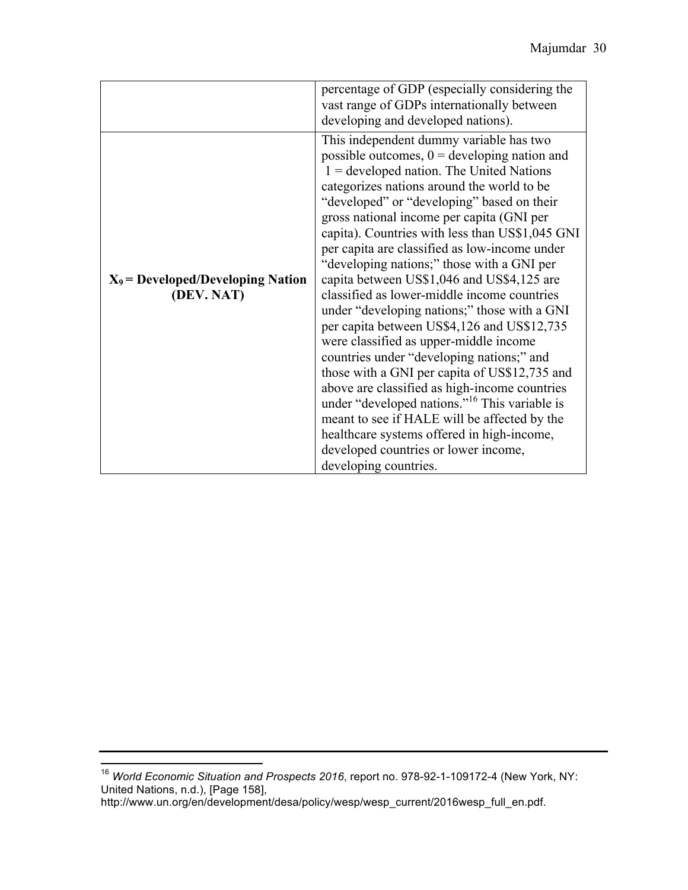| | |
|---|---|
| | percentage of GDP (especially considering the vast range of GDPs internationally between developing and developed nations). |
| **$X_9$ = Developed/Developing Nation (DEV. NAT)** | This independent dummy variable has two possible outcomes, 0 = developing nation and 1 = developed nation. The United Nations categorizes nations around the world to be "developed" or "developing" based on their gross national income per capita (GNI per capita). Countries with less than US$1,045 GNI per capita are classified as low-income under "developing nations;" those with a GNI per capita between US$1,046 and US$4,125 are classified as lower-middle income countries under "developing nations;" those with a GNI per capita between US$4,126 and US$12,735 were classified as upper-middle income countries under "developing nations;" and those with a GNI per capita of US$12,735 and above are classified as high-income countries under "developed nations."[16] This variable is meant to see if HALE will be affected by the healthcare systems offered in high-income, developed countries or lower income, developing countries. |

[16] *World Economic Situation and Prospects 2016*, report no. 978-92-1-109172-4 (New York, NY: United Nations, n.d.), [Page 158], http://www.un.org/en/development/desa/policy/wesp/wesp_current/2016wesp_full_en.pdf.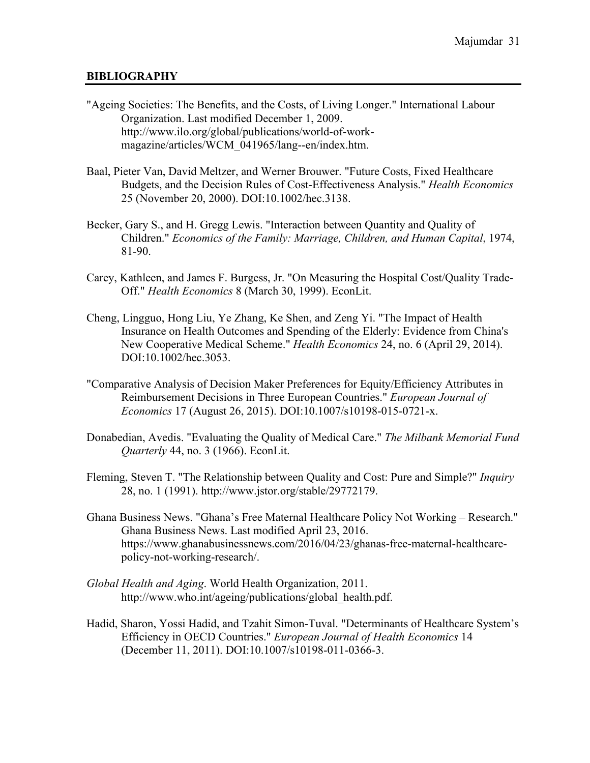## BIBLIOGRAPHY

"Ageing Societies: The Benefits, and the Costs, of Living Longer." International Labour Organization. Last modified December 1, 2009. http://www.ilo.org/global/publications/world-of-work-magazine/articles/WCM_041965/lang--en/index.htm.

Baal, Pieter Van, David Meltzer, and Werner Brouwer. "Future Costs, Fixed Healthcare Budgets, and the Decision Rules of Cost-Effectiveness Analysis." *Health Economics* 25 (November 20, 2000). DOI:10.1002/hec.3138.

Becker, Gary S., and H. Gregg Lewis. "Interaction between Quantity and Quality of Children." *Economics of the Family: Marriage, Children, and Human Capital*, 1974, 81-90.

Carey, Kathleen, and James F. Burgess, Jr. "On Measuring the Hospital Cost/Quality Trade-Off." *Health Economics* 8 (March 30, 1999). EconLit.

Cheng, Lingguo, Hong Liu, Ye Zhang, Ke Shen, and Zeng Yi. "The Impact of Health Insurance on Health Outcomes and Spending of the Elderly: Evidence from China's New Cooperative Medical Scheme." *Health Economics* 24, no. 6 (April 29, 2014). DOI:10.1002/hec.3053.

"Comparative Analysis of Decision Maker Preferences for Equity/Efficiency Attributes in Reimbursement Decisions in Three European Countries." *European Journal of Economics* 17 (August 26, 2015). DOI:10.1007/s10198-015-0721-x.

Donabedian, Avedis. "Evaluating the Quality of Medical Care." *The Milbank Memorial Fund Quarterly* 44, no. 3 (1966). EconLit.

Fleming, Steven T. "The Relationship between Quality and Cost: Pure and Simple?" *Inquiry* 28, no. 1 (1991). http://www.jstor.org/stable/29772179.

Ghana Business News. "Ghana's Free Maternal Healthcare Policy Not Working – Research." Ghana Business News. Last modified April 23, 2016. https://www.ghanabusinessnews.com/2016/04/23/ghanas-free-maternal-healthcare-policy-not-working-research/.

*Global Health and Aging*. World Health Organization, 2011. http://www.who.int/ageing/publications/global_health.pdf.

Hadid, Sharon, Yossi Hadid, and Tzahit Simon-Tuval. "Determinants of Healthcare System's Efficiency in OECD Countries." *European Journal of Health Economics* 14 (December 11, 2011). DOI:10.1007/s10198-011-0366-3.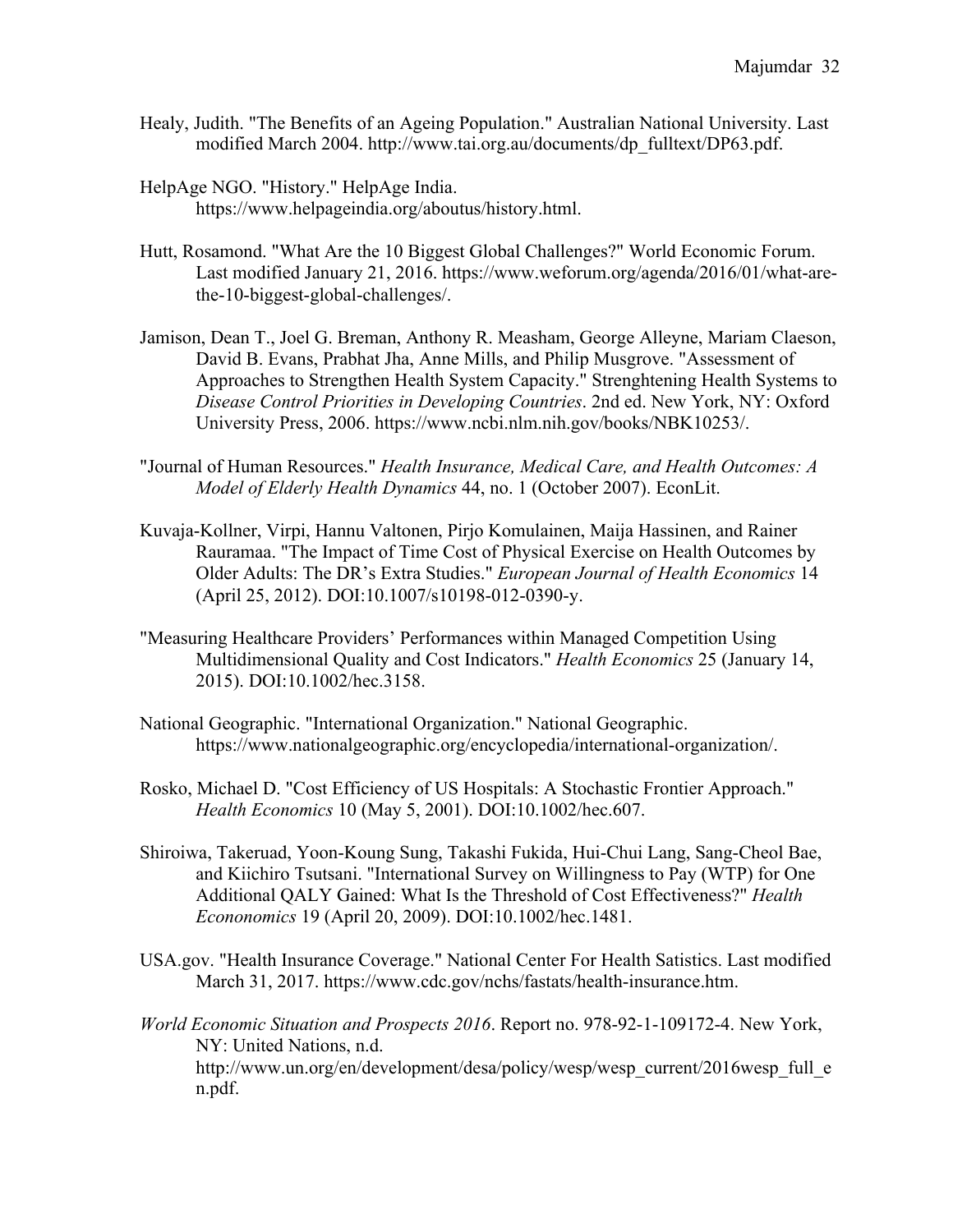Healy, Judith. "The Benefits of an Ageing Population." Australian National University. Last modified March 2004. http://www.tai.org.au/documents/dp_fulltext/DP63.pdf.

HelpAge NGO. "History." HelpAge India. https://www.helpageindia.org/aboutus/history.html.

Hutt, Rosamond. "What Are the 10 Biggest Global Challenges?" World Economic Forum. Last modified January 21, 2016. https://www.weforum.org/agenda/2016/01/what-are-the-10-biggest-global-challenges/.

Jamison, Dean T., Joel G. Breman, Anthony R. Measham, George Alleyne, Mariam Claeson, David B. Evans, Prabhat Jha, Anne Mills, and Philip Musgrove. "Assessment of Approaches to Strengthen Health System Capacity." Strenghtening Health Systems to *Disease Control Priorities in Developing Countries*. 2nd ed. New York, NY: Oxford University Press, 2006. https://www.ncbi.nlm.nih.gov/books/NBK10253/.

"Journal of Human Resources." *Health Insurance, Medical Care, and Health Outcomes: A Model of Elderly Health Dynamics* 44, no. 1 (October 2007). EconLit.

Kuvaja-Kollner, Virpi, Hannu Valtonen, Pirjo Komulainen, Maija Hassinen, and Rainer Rauramaa. "The Impact of Time Cost of Physical Exercise on Health Outcomes by Older Adults: The DR's Extra Studies." *European Journal of Health Economics* 14 (April 25, 2012). DOI:10.1007/s10198-012-0390-y.

"Measuring Healthcare Providers' Performances within Managed Competition Using Multidimensional Quality and Cost Indicators." *Health Economics* 25 (January 14, 2015). DOI:10.1002/hec.3158.

National Geographic. "International Organization." National Geographic. https://www.nationalgeographic.org/encyclopedia/international-organization/.

Rosko, Michael D. "Cost Efficiency of US Hospitals: A Stochastic Frontier Approach." *Health Economics* 10 (May 5, 2001). DOI:10.1002/hec.607.

Shiroiwa, Takeruad, Yoon-Koung Sung, Takashi Fukida, Hui-Chui Lang, Sang-Cheol Bae, and Kiichiro Tsutsani. "International Survey on Willingness to Pay (WTP) for One Additional QALY Gained: What Is the Threshold of Cost Effectiveness?" *Health Econonomics* 19 (April 20, 2009). DOI:10.1002/hec.1481.

USA.gov. "Health Insurance Coverage." National Center For Health Satistics. Last modified March 31, 2017. https://www.cdc.gov/nchs/fastats/health-insurance.htm.

*World Economic Situation and Prospects 2016*. Report no. 978-92-1-109172-4. New York, NY: United Nations, n.d. http://www.un.org/en/development/desa/policy/wesp/wesp_current/2016wesp_full_en.pdf.